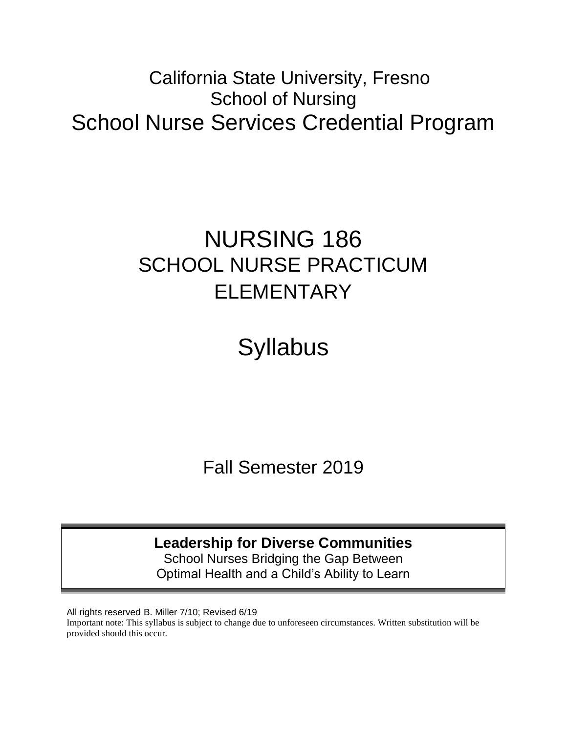# California State University, Fresno
## School of Nursing
# School Nurse Services Credential Program

# NURSING 186
## SCHOOL NURSE PRACTICUM
## ELEMENTARY

# Syllabus

Fall Semester 2019

**Leadership for Diverse Communities**
School Nurses Bridging the Gap Between
Optimal Health and a Child's Ability to Learn

All rights reserved B. Miller 7/10; Revised 6/19
Important note: This syllabus is subject to change due to unforeseen circumstances. Written substitution will be provided should this occur.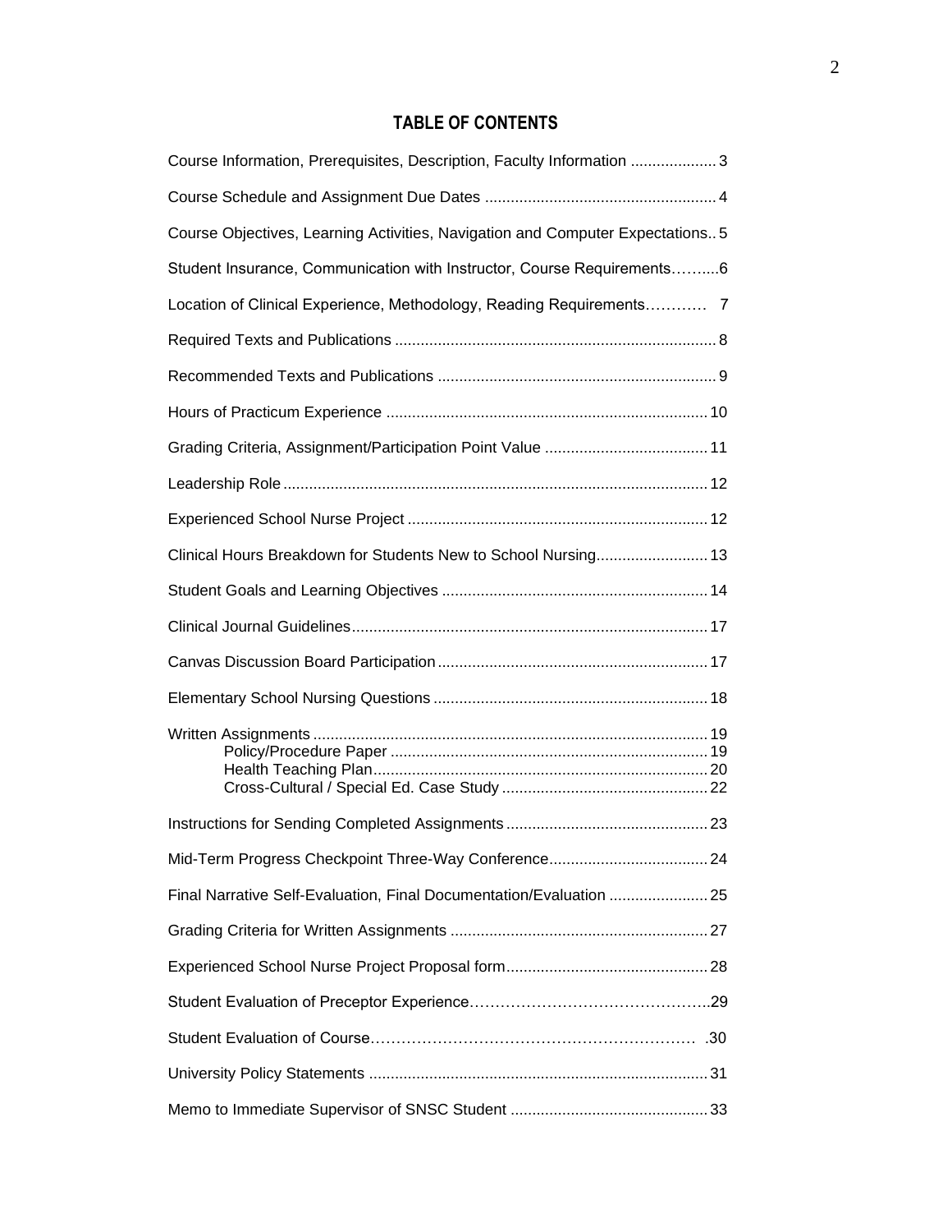## TABLE OF CONTENTS

| Section | Page |
|---|---|
| Course Information, Prerequisites, Description, Faculty Information | 3 |
| Course Schedule and Assignment Due Dates | 4 |
| Course Objectives, Learning Activities, Navigation and Computer Expectations | 5 |
| Student Insurance, Communication with Instructor, Course Requirements | 6 |
| Location of Clinical Experience, Methodology, Reading Requirements | 7 |
| Required Texts and Publications | 8 |
| Recommended Texts and Publications | 9 |
| Hours of Practicum Experience | 10 |
| Grading Criteria, Assignment/Participation Point Value | 11 |
| Leadership Role | 12 |
| Experienced School Nurse Project | 12 |
| Clinical Hours Breakdown for Students New to School Nursing | 13 |
| Student Goals and Learning Objectives | 14 |
| Clinical Journal Guidelines | 17 |
| Canvas Discussion Board Participation | 17 |
| Elementary School Nursing Questions | 18 |
| Written Assignments | 19 |
| Policy/Procedure Paper | 19 |
| Health Teaching Plan | 20 |
| Cross-Cultural / Special Ed. Case Study | 22 |
| Instructions for Sending Completed Assignments | 23 |
| Mid-Term Progress Checkpoint Three-Way Conference | 24 |
| Final Narrative Self-Evaluation, Final Documentation/Evaluation | 25 |
| Grading Criteria for Written Assignments | 27 |
| Experienced School Nurse Project Proposal form | 28 |
| Student Evaluation of Preceptor Experience | 29 |
| Student Evaluation of Course | 30 |
| University Policy Statements | 31 |
| Memo to Immediate Supervisor of SNSC Student | 33 |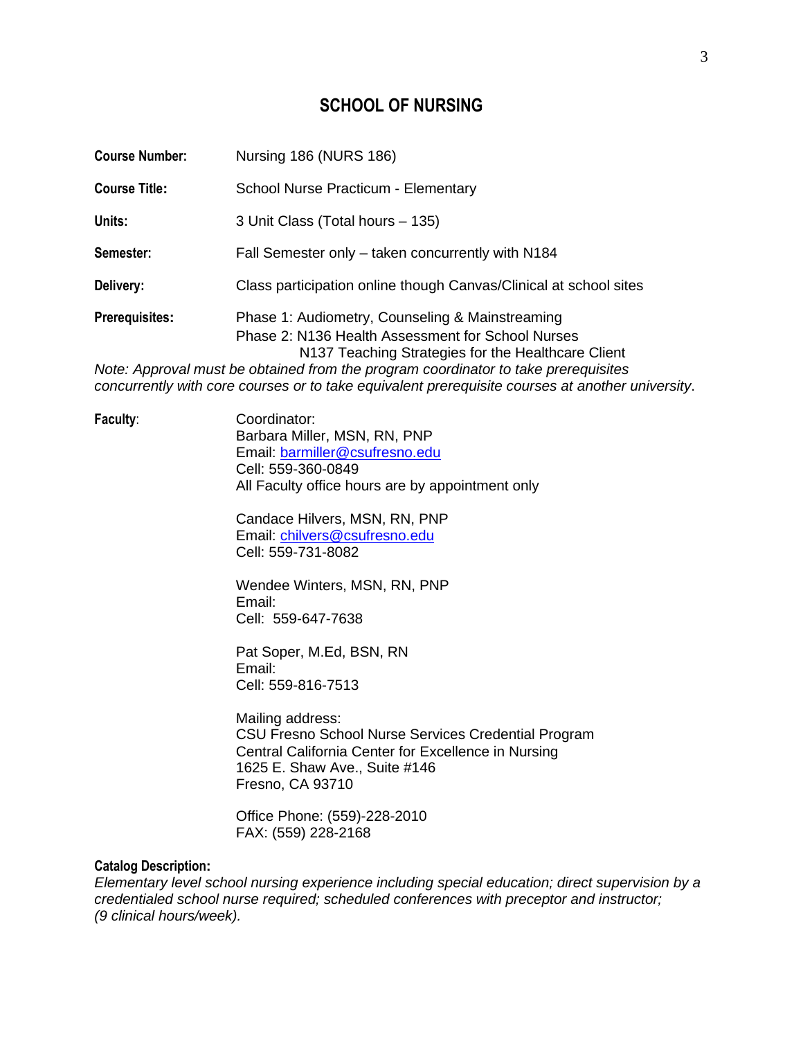## SCHOOL OF NURSING

**Course Number:** Nursing 186 (NURS 186)

**Course Title:** School Nurse Practicum - Elementary

**Units:** 3 Unit Class (Total hours – 135)

**Semester:** Fall Semester only – taken concurrently with N184

**Delivery:** Class participation online though Canvas/Clinical at school sites

**Prerequisites:** Phase 1: Audiometry, Counseling & Mainstreaming
Phase 2: N136 Health Assessment for School Nurses
N137 Teaching Strategies for the Healthcare Client

*Note: Approval must be obtained from the program coordinator to take prerequisites concurrently with core courses or to take equivalent prerequisite courses at another university*.

**Faculty**:

Coordinator:
Barbara Miller, MSN, RN, PNP
Email: barmiller@csufresno.edu
Cell: 559-360-0849
All Faculty office hours are by appointment only

Candace Hilvers, MSN, RN, PNP
Email: chilvers@csufresno.edu
Cell: 559-731-8082

Wendee Winters, MSN, RN, PNP
Email:
Cell: 559-647-7638

Pat Soper, M.Ed, BSN, RN
Email:
Cell: 559-816-7513

Mailing address:
CSU Fresno School Nurse Services Credential Program
Central California Center for Excellence in Nursing
1625 E. Shaw Ave., Suite #146
Fresno, CA 93710

Office Phone: (559)-228-2010
FAX: (559) 228-2168

**Catalog Description:**
*Elementary level school nursing experience including special education; direct supervision by a credentialed school nurse required; scheduled conferences with preceptor and instructor; (9 clinical hours/week).*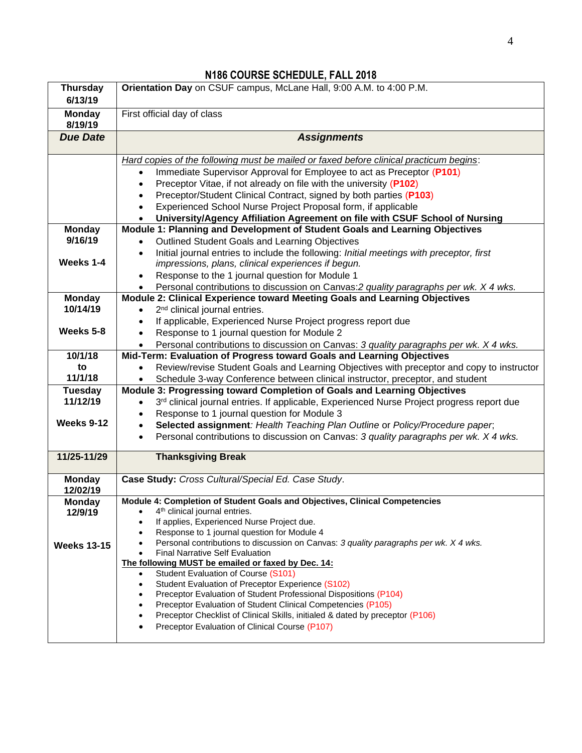## N186 COURSE SCHEDULE, FALL 2018

| | |
|---|---|
| **Thursday 6/13/19** | **Orientation Day** on CSUF campus, McLane Hall, 9:00 A.M. to 4:00 P.M. |
| **Monday 8/19/19** | First official day of class |
| ***Due Date*** | ***Assignments*** |
| | *Hard copies of the following must be mailed or faxed before clinical practicum begins*:<br>• Immediate Supervisor Approval for Employee to act as Preceptor (**P101**)<br>• Preceptor Vitae, if not already on file with the university (**P102**)<br>• Preceptor/Student Clinical Contract, signed by both parties (**P103**)<br>• Experienced School Nurse Project Proposal form, if applicable<br>• **University/Agency Affiliation Agreement on file with CSUF School of Nursing** |
| **Monday 9/16/19**<br><br>**Weeks 1-4** | **Module 1: Planning and Development of Student Goals and Learning Objectives**<br>• Outlined Student Goals and Learning Objectives<br>• Initial journal entries to include the following: *Initial meetings with preceptor, first impressions, plans, clinical experiences if begun.*<br>• Response to the 1 journal question for Module 1<br>• Personal contributions to discussion on Canvas:*2 quality paragraphs per wk. X 4 wks.* |
| **Monday 10/14/19**<br><br>**Weeks 5-8** | **Module 2: Clinical Experience toward Meeting Goals and Learning Objectives**<br>• 2nd clinical journal entries.<br>• If applicable, Experienced Nurse Project progress report due<br>• Response to 1 journal question for Module 2<br>• Personal contributions to discussion on Canvas: *3 quality paragraphs per wk. X 4 wks.* |
| **10/1/18 to 11/1/18** | **Mid-Term: Evaluation of Progress toward Goals and Learning Objectives**<br>• Review/revise Student Goals and Learning Objectives with preceptor and copy to instructor<br>• Schedule 3-way Conference between clinical instructor, preceptor, and student |
| **Tuesday 11/12/19**<br><br>**Weeks 9-12** | **Module 3: Progressing toward Completion of Goals and Learning Objectives**<br>• 3rd clinical journal entries. If applicable, Experienced Nurse Project progress report due<br>• Response to 1 journal question for Module 3<br>• **Selected assignment***: Health Teaching Plan Outline* or *Policy/Procedure paper*;<br>• Personal contributions to discussion on Canvas: *3 quality paragraphs per wk. X 4 wks.* |
| **11/25-11/29** | **Thanksgiving Break** |
| **Monday 12/02/19** | **Case Study:** *Cross Cultural/Special Ed. Case Study*. |
| **Monday 12/9/19**<br><br>**Weeks 13-15** | **Module 4: Completion of Student Goals and Objectives, Clinical Competencies**<br>• 4th clinical journal entries.<br>• If applies, Experienced Nurse Project due.<br>• Response to 1 journal question for Module 4<br>• Personal contributions to discussion on Canvas: *3 quality paragraphs per wk. X 4 wks.*<br>• Final Narrative Self Evaluation<br>**The following MUST be emailed or faxed by Dec. 14:**<br>• Student Evaluation of Course (S101)<br>• Student Evaluation of Preceptor Experience (S102)<br>• Preceptor Evaluation of Student Professional Dispositions (P104)<br>• Preceptor Evaluation of Student Clinical Competencies (P105)<br>• Preceptor Checklist of Clinical Skills, initialed & dated by preceptor (P106)<br>• Preceptor Evaluation of Clinical Course (P107) |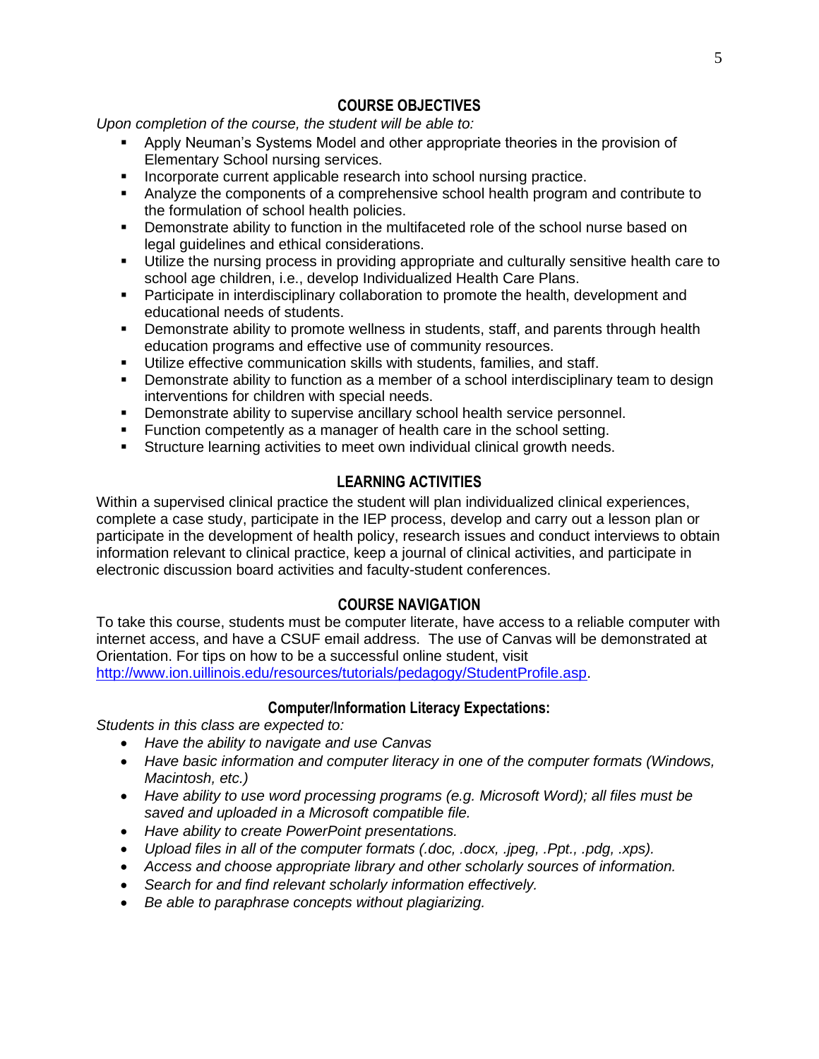## COURSE OBJECTIVES

*Upon completion of the course, the student will be able to:*

- Apply Neuman's Systems Model and other appropriate theories in the provision of Elementary School nursing services.
- Incorporate current applicable research into school nursing practice.
- Analyze the components of a comprehensive school health program and contribute to the formulation of school health policies.
- Demonstrate ability to function in the multifaceted role of the school nurse based on legal guidelines and ethical considerations.
- Utilize the nursing process in providing appropriate and culturally sensitive health care to school age children, i.e., develop Individualized Health Care Plans.
- Participate in interdisciplinary collaboration to promote the health, development and educational needs of students.
- Demonstrate ability to promote wellness in students, staff, and parents through health education programs and effective use of community resources.
- Utilize effective communication skills with students, families, and staff.
- Demonstrate ability to function as a member of a school interdisciplinary team to design interventions for children with special needs.
- Demonstrate ability to supervise ancillary school health service personnel.
- Function competently as a manager of health care in the school setting.
- Structure learning activities to meet own individual clinical growth needs.

## LEARNING ACTIVITIES

Within a supervised clinical practice the student will plan individualized clinical experiences, complete a case study, participate in the IEP process, develop and carry out a lesson plan or participate in the development of health policy, research issues and conduct interviews to obtain information relevant to clinical practice, keep a journal of clinical activities, and participate in electronic discussion board activities and faculty-student conferences.

## COURSE NAVIGATION

To take this course, students must be computer literate, have access to a reliable computer with internet access, and have a CSUF email address. The use of Canvas will be demonstrated at Orientation. For tips on how to be a successful online student, visit http://www.ion.uillinois.edu/resources/tutorials/pedagogy/StudentProfile.asp.

### Computer/Information Literacy Expectations:

*Students in this class are expected to:*

- *Have the ability to navigate and use Canvas*
- *Have basic information and computer literacy in one of the computer formats (Windows, Macintosh, etc.)*
- *Have ability to use word processing programs (e.g. Microsoft Word); all files must be saved and uploaded in a Microsoft compatible file.*
- *Have ability to create PowerPoint presentations.*
- *Upload files in all of the computer formats (.doc, .docx, .jpeg, .Ppt., .pdg, .xps).*
- *Access and choose appropriate library and other scholarly sources of information.*
- *Search for and find relevant scholarly information effectively.*
- *Be able to paraphrase concepts without plagiarizing.*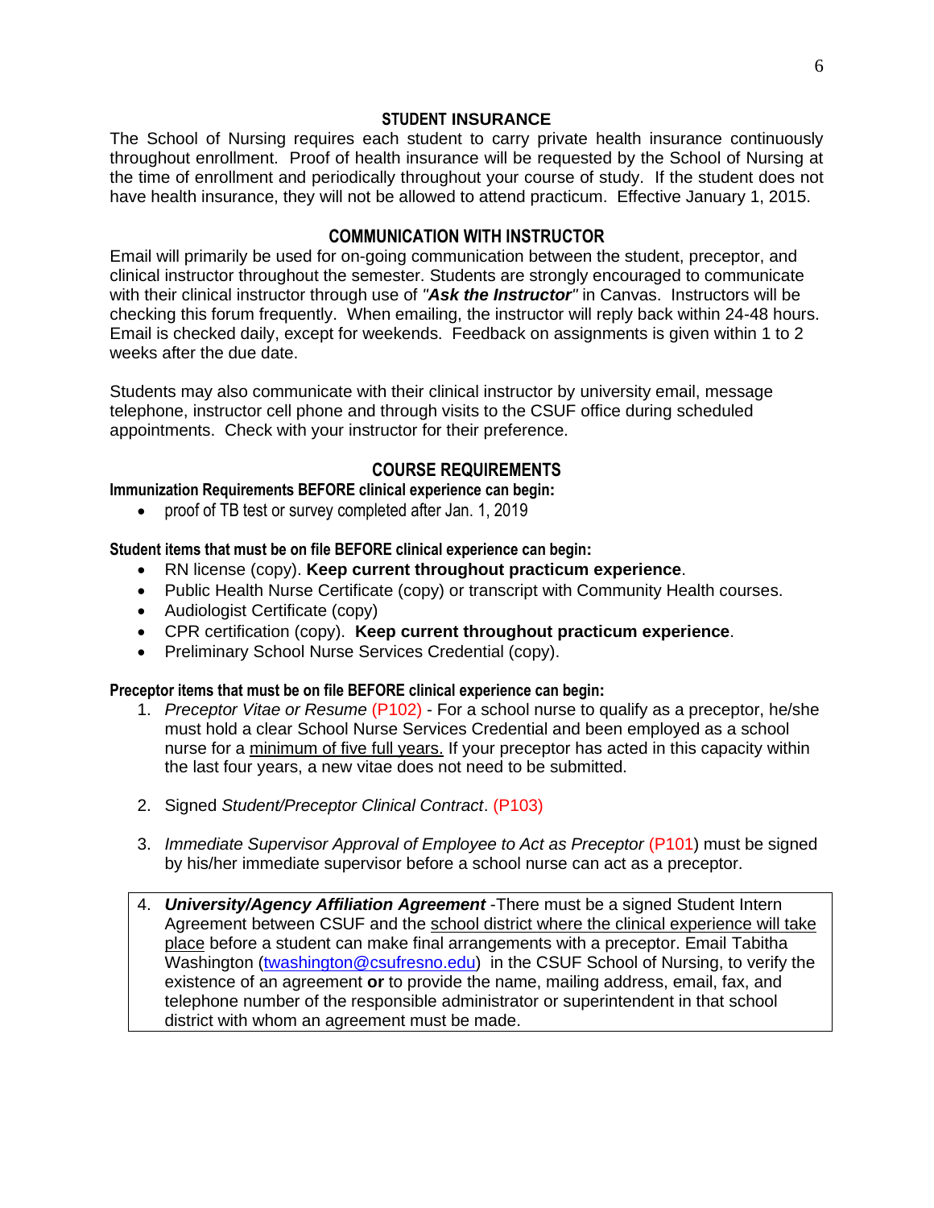## STUDENT INSURANCE

The School of Nursing requires each student to carry private health insurance continuously throughout enrollment. Proof of health insurance will be requested by the School of Nursing at the time of enrollment and periodically throughout your course of study. If the student does not have health insurance, they will not be allowed to attend practicum. Effective January 1, 2015.

## COMMUNICATION WITH INSTRUCTOR

Email will primarily be used for on-going communication between the student, preceptor, and clinical instructor throughout the semester. Students are strongly encouraged to communicate with their clinical instructor through use of ***"Ask the Instructor"*** in Canvas. Instructors will be checking this forum frequently. When emailing, the instructor will reply back within 24-48 hours. Email is checked daily, except for weekends. Feedback on assignments is given within 1 to 2 weeks after the due date.

Students may also communicate with their clinical instructor by university email, message telephone, instructor cell phone and through visits to the CSUF office during scheduled appointments. Check with your instructor for their preference.

## COURSE REQUIREMENTS

**Immunization Requirements BEFORE clinical experience can begin:**

- proof of TB test or survey completed after Jan. 1, 2019

**Student items that must be on file BEFORE clinical experience can begin:**

- RN license (copy). **Keep current throughout practicum experience**.
- Public Health Nurse Certificate (copy) or transcript with Community Health courses.
- Audiologist Certificate (copy)
- CPR certification (copy). **Keep current throughout practicum experience**.
- Preliminary School Nurse Services Credential (copy).

**Preceptor items that must be on file BEFORE clinical experience can begin:**

1. *Preceptor Vitae or Resume* (P102) - For a school nurse to qualify as a preceptor, he/she must hold a clear School Nurse Services Credential and been employed as a school nurse for a minimum of five full years. If your preceptor has acted in this capacity within the last four years, a new vitae does not need to be submitted.

2. Signed *Student/Preceptor Clinical Contract*. (P103)

3. *Immediate Supervisor Approval of Employee to Act as Preceptor* (P101) must be signed by his/her immediate supervisor before a school nurse can act as a preceptor.

4. ***University/Agency Affiliation Agreement*** -There must be a signed Student Intern Agreement between CSUF and the school district where the clinical experience will take place before a student can make final arrangements with a preceptor. Email Tabitha Washington (twashington@csufresno.edu) in the CSUF School of Nursing, to verify the existence of an agreement **or** to provide the name, mailing address, email, fax, and telephone number of the responsible administrator or superintendent in that school district with whom an agreement must be made.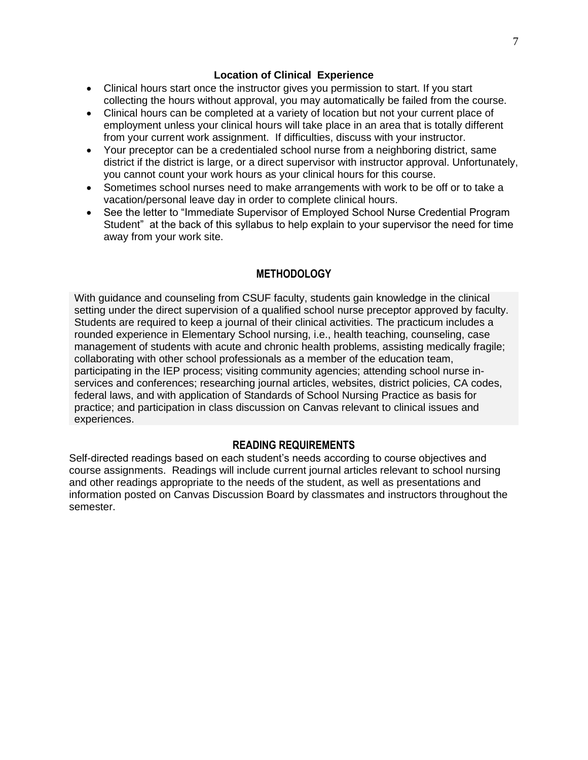### Location of Clinical Experience

- Clinical hours start once the instructor gives you permission to start. If you start collecting the hours without approval, you may automatically be failed from the course.
- Clinical hours can be completed at a variety of location but not your current place of employment unless your clinical hours will take place in an area that is totally different from your current work assignment. If difficulties, discuss with your instructor.
- Your preceptor can be a credentialed school nurse from a neighboring district, same district if the district is large, or a direct supervisor with instructor approval. Unfortunately, you cannot count your work hours as your clinical hours for this course.
- Sometimes school nurses need to make arrangements with work to be off or to take a vacation/personal leave day in order to complete clinical hours.
- See the letter to "Immediate Supervisor of Employed School Nurse Credential Program Student" at the back of this syllabus to help explain to your supervisor the need for time away from your work site.

## METHODOLOGY

With guidance and counseling from CSUF faculty, students gain knowledge in the clinical setting under the direct supervision of a qualified school nurse preceptor approved by faculty. Students are required to keep a journal of their clinical activities. The practicum includes a rounded experience in Elementary School nursing, i.e., health teaching, counseling, case management of students with acute and chronic health problems, assisting medically fragile; collaborating with other school professionals as a member of the education team, participating in the IEP process; visiting community agencies; attending school nurse in-services and conferences; researching journal articles, websites, district policies, CA codes, federal laws, and with application of Standards of School Nursing Practice as basis for practice; and participation in class discussion on Canvas relevant to clinical issues and experiences.

## READING REQUIREMENTS

Self-directed readings based on each student's needs according to course objectives and course assignments. Readings will include current journal articles relevant to school nursing and other readings appropriate to the needs of the student, as well as presentations and information posted on Canvas Discussion Board by classmates and instructors throughout the semester.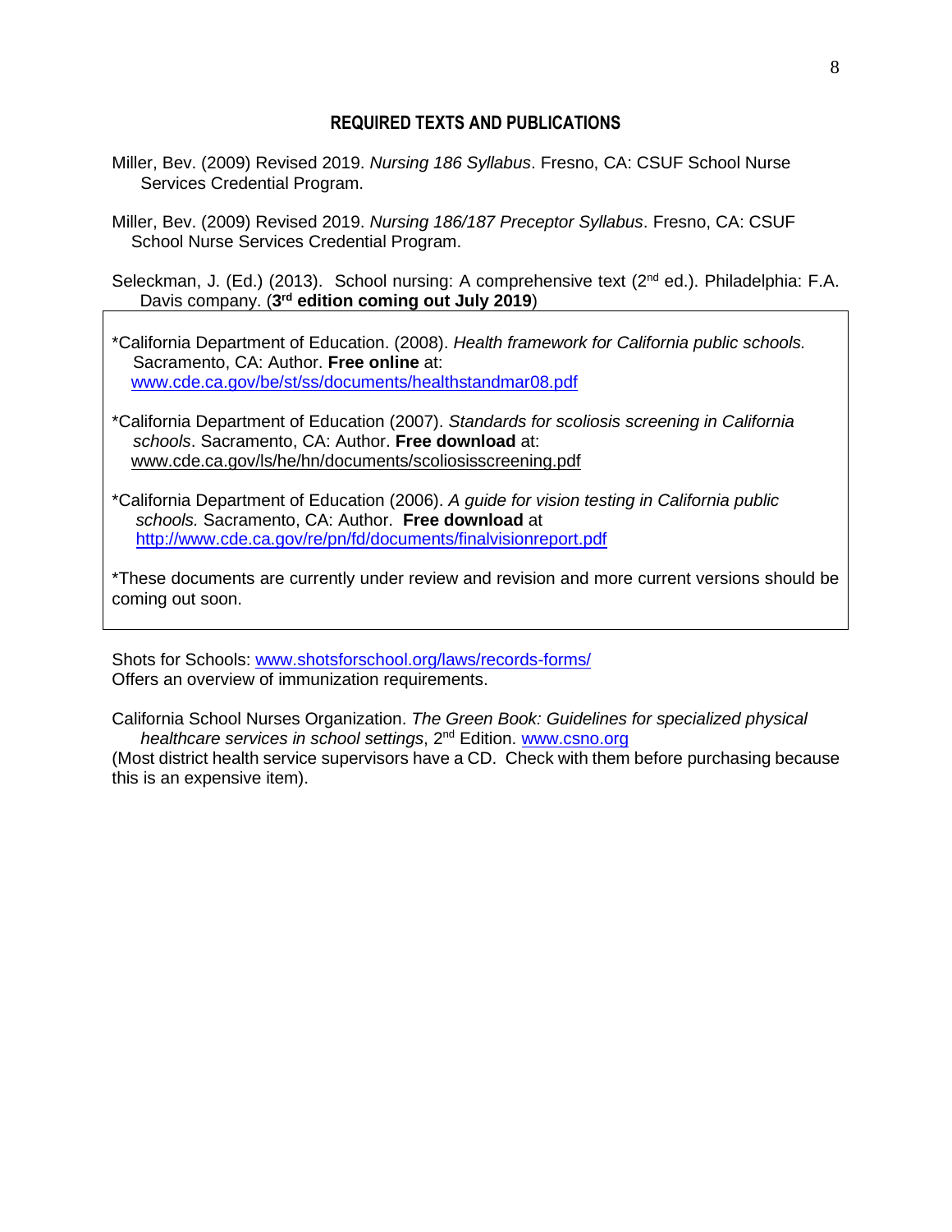## REQUIRED TEXTS AND PUBLICATIONS

Miller, Bev. (2009) Revised 2019. *Nursing 186 Syllabus*. Fresno, CA: CSUF School Nurse Services Credential Program.

Miller, Bev. (2009) Revised 2019. *Nursing 186/187 Preceptor Syllabus*. Fresno, CA: CSUF School Nurse Services Credential Program.

Seleckman, J. (Ed.) (2013). School nursing: A comprehensive text (2nd ed.). Philadelphia: F.A. Davis company. (**3rd edition coming out July 2019**)

\*California Department of Education. (2008). *Health framework for California public schools.* Sacramento, CA: Author. **Free online** at: www.cde.ca.gov/be/st/ss/documents/healthstandmar08.pdf

\*California Department of Education (2007). *Standards for scoliosis screening in California schools*. Sacramento, CA: Author. **Free download** at: www.cde.ca.gov/ls/he/hn/documents/scoliosisscreening.pdf

\*California Department of Education (2006). *A guide for vision testing in California public schools.* Sacramento, CA: Author. **Free download** at http://www.cde.ca.gov/re/pn/fd/documents/finalvisionreport.pdf

\*These documents are currently under review and revision and more current versions should be coming out soon.

Shots for Schools: www.shotsforschool.org/laws/records-forms/
Offers an overview of immunization requirements.

California School Nurses Organization. *The Green Book: Guidelines for specialized physical healthcare services in school settings*, 2nd Edition. www.csno.org
(Most district health service supervisors have a CD. Check with them before purchasing because this is an expensive item).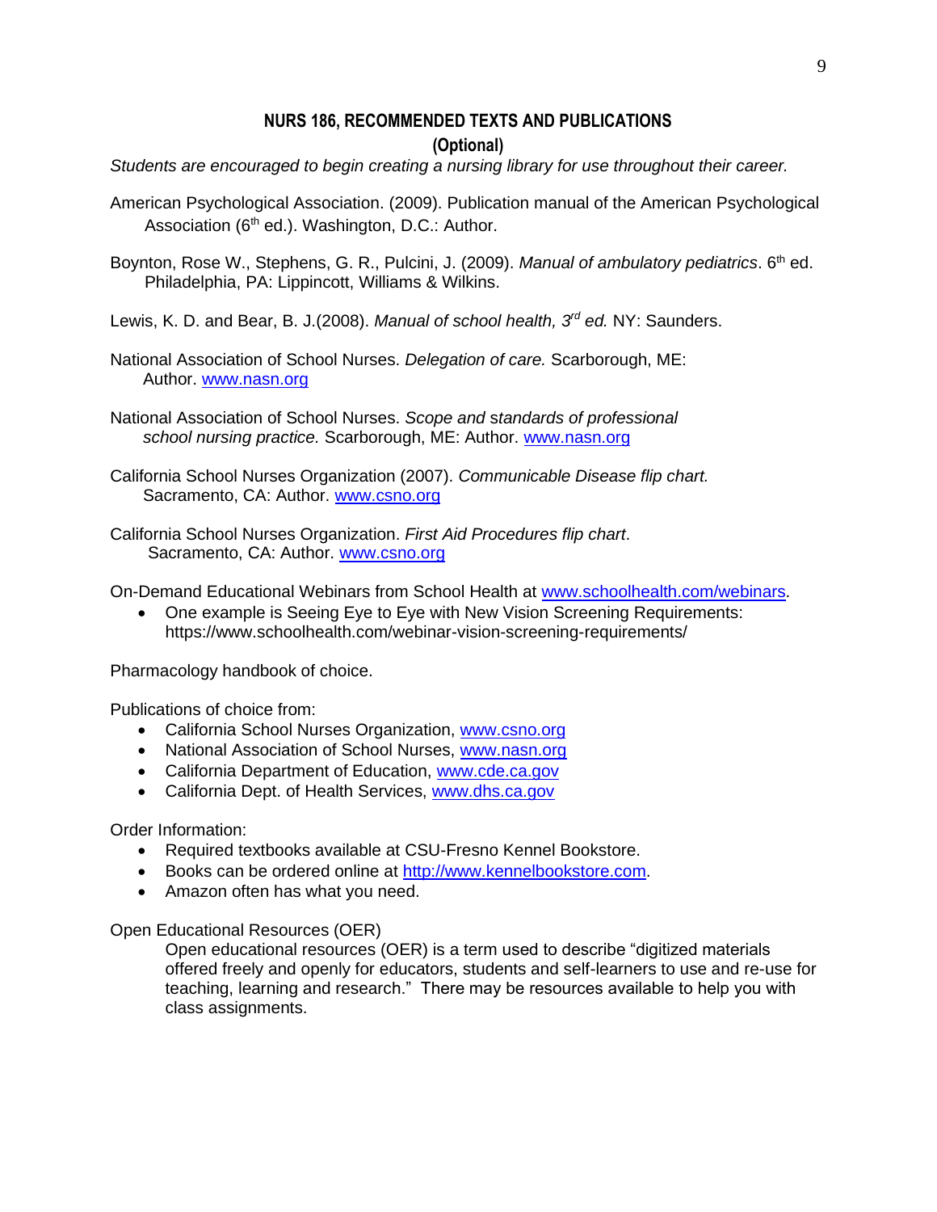## NURS 186, RECOMMENDED TEXTS AND PUBLICATIONS

### (Optional)

*Students are encouraged to begin creating a nursing library for use throughout their career.*

American Psychological Association. (2009). Publication manual of the American Psychological Association (6th ed.). Washington, D.C.: Author.

Boynton, Rose W., Stephens, G. R., Pulcini, J. (2009). *Manual of ambulatory pediatrics*. 6th ed. Philadelphia, PA: Lippincott, Williams & Wilkins.

Lewis, K. D. and Bear, B. J.(2008). *Manual of school health, 3rd ed.* NY: Saunders.

National Association of School Nurses. *Delegation of care.* Scarborough, ME: Author. www.nasn.org

National Association of School Nurses. *Scope and standards of professional school nursing practice.* Scarborough, ME: Author. www.nasn.org

California School Nurses Organization (2007). *Communicable Disease flip chart.* Sacramento, CA: Author. www.csno.org

California School Nurses Organization. *First Aid Procedures flip chart*. Sacramento, CA: Author. www.csno.org

On-Demand Educational Webinars from School Health at www.schoolhealth.com/webinars.

- One example is Seeing Eye to Eye with New Vision Screening Requirements: https://www.schoolhealth.com/webinar-vision-screening-requirements/

Pharmacology handbook of choice.

Publications of choice from:

- California School Nurses Organization, www.csno.org
- National Association of School Nurses, www.nasn.org
- California Department of Education, www.cde.ca.gov
- California Dept. of Health Services, www.dhs.ca.gov

Order Information:

- Required textbooks available at CSU-Fresno Kennel Bookstore.
- Books can be ordered online at http://www.kennelbookstore.com.
- Amazon often has what you need.

Open Educational Resources (OER)

Open educational resources (OER) is a term used to describe "digitized materials offered freely and openly for educators, students and self-learners to use and re-use for teaching, learning and research." There may be resources available to help you with class assignments.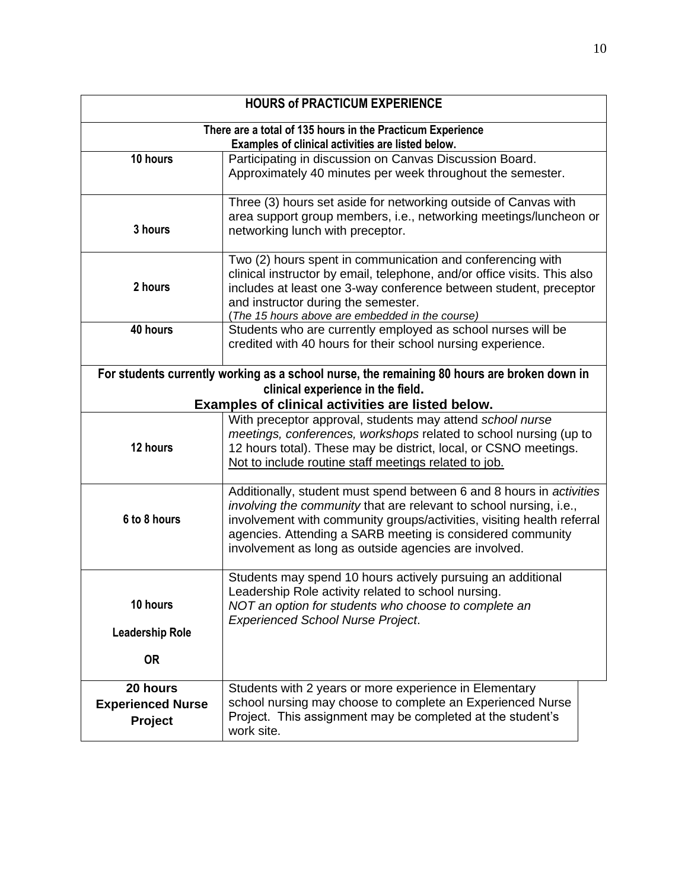| **HOURS of PRACTICUM EXPERIENCE** | |
|---|---|
| **There are a total of 135 hours in the Practicum Experience**<br>**Examples of clinical activities are listed below.** | |
| **10 hours** | Participating in discussion on Canvas Discussion Board. Approximately 40 minutes per week throughout the semester. |
| **3 hours** | Three (3) hours set aside for networking outside of Canvas with area support group members, i.e., networking meetings/luncheon or networking lunch with preceptor. |
| **2 hours** | Two (2) hours spent in communication and conferencing with clinical instructor by email, telephone, and/or office visits. This also includes at least one 3-way conference between student, preceptor and instructor during the semester.<br>(*The 15 hours above are embedded in the course)* |
| **40 hours** | Students who are currently employed as school nurses will be credited with 40 hours for their school nursing experience. |
| **For students currently working as a school nurse, the remaining 80 hours are broken down in clinical experience in the field.**<br>**Examples of clinical activities are listed below.** | |
| **12 hours** | With preceptor approval, students may attend *school nurse meetings, conferences, workshops* related to school nursing (up to 12 hours total). These may be district, local, or CSNO meetings. <u>Not to include routine staff meetings related to job.</u> |
| **6 to 8 hours** | Additionally, student must spend between 6 and 8 hours in *activities involving the community* that are relevant to school nursing, i.e., involvement with community groups/activities, visiting health referral agencies. Attending a SARB meeting is considered community involvement as long as outside agencies are involved. |
| **10 hours**<br>**Leadership Role**<br>**OR** | Students may spend 10 hours actively pursuing an additional Leadership Role activity related to school nursing.<br>*NOT an option for students who choose to complete an Experienced School Nurse Project*. |
| **20 hours**<br>**Experienced Nurse Project** | Students with 2 years or more experience in Elementary school nursing may choose to complete an Experienced Nurse Project. This assignment may be completed at the student's work site. |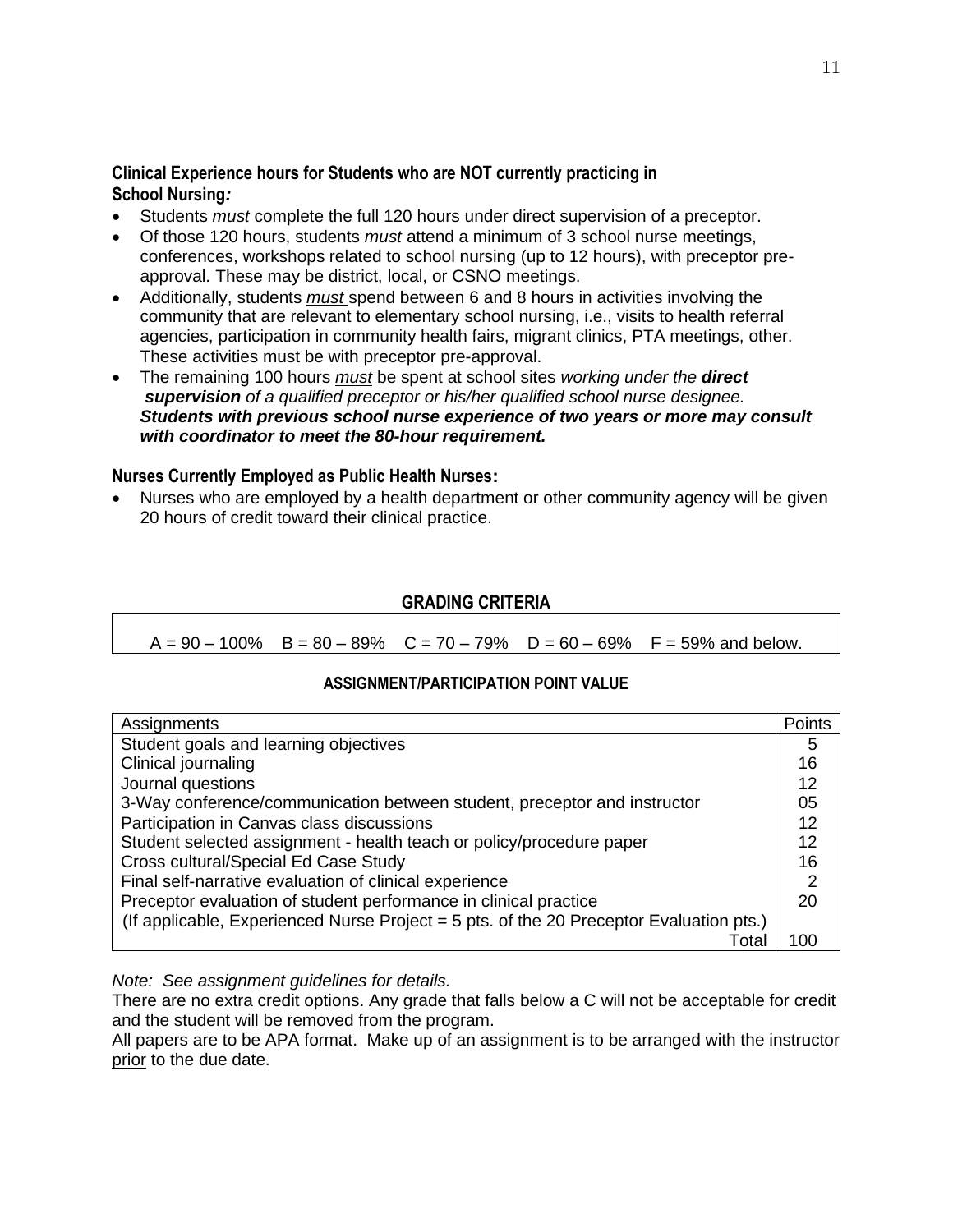### Clinical Experience hours for Students who are NOT currently practicing in School Nursing*:*

- Students *must* complete the full 120 hours under direct supervision of a preceptor.
- Of those 120 hours, students *must* attend a minimum of 3 school nurse meetings, conferences, workshops related to school nursing (up to 12 hours), with preceptor pre-approval. These may be district, local, or CSNO meetings.
- Additionally, students *must* spend between 6 and 8 hours in activities involving the community that are relevant to elementary school nursing, i.e., visits to health referral agencies, participation in community health fairs, migrant clinics, PTA meetings, other. These activities must be with preceptor pre-approval.
- The remaining 100 hours *must* be spent at school sites *working under the* ***direct supervision*** *of a qualified preceptor or his/her qualified school nurse designee.* ***Students with previous school nurse experience of two years or more may consult with coordinator to meet the 80-hour requirement.***

### Nurses Currently Employed as Public Health Nurses:

- Nurses who are employed by a health department or other community agency will be given 20 hours of credit toward their clinical practice.

## GRADING CRITERIA

A = 90 – 100%   B = 80 – 89%   C = 70 – 79%   D = 60 – 69%   F = 59% and below.

### ASSIGNMENT/PARTICIPATION POINT VALUE

| Assignments | Points |
|---|---|
| Student goals and learning objectives | 5 |
| Clinical journaling | 16 |
| Journal questions | 12 |
| 3-Way conference/communication between student, preceptor and instructor | 05 |
| Participation in Canvas class discussions | 12 |
| Student selected assignment - health teach or policy/procedure paper | 12 |
| Cross cultural/Special Ed Case Study | 16 |
| Final self-narrative evaluation of clinical experience | 2 |
| Preceptor evaluation of student performance in clinical practice<br>(If applicable, Experienced Nurse Project = 5 pts. of the 20 Preceptor Evaluation pts.) | 20 |
| Total | 100 |

*Note: See assignment guidelines for details.*

There are no extra credit options. Any grade that falls below a C will not be acceptable for credit and the student will be removed from the program.

All papers are to be APA format. Make up of an assignment is to be arranged with the instructor prior to the due date.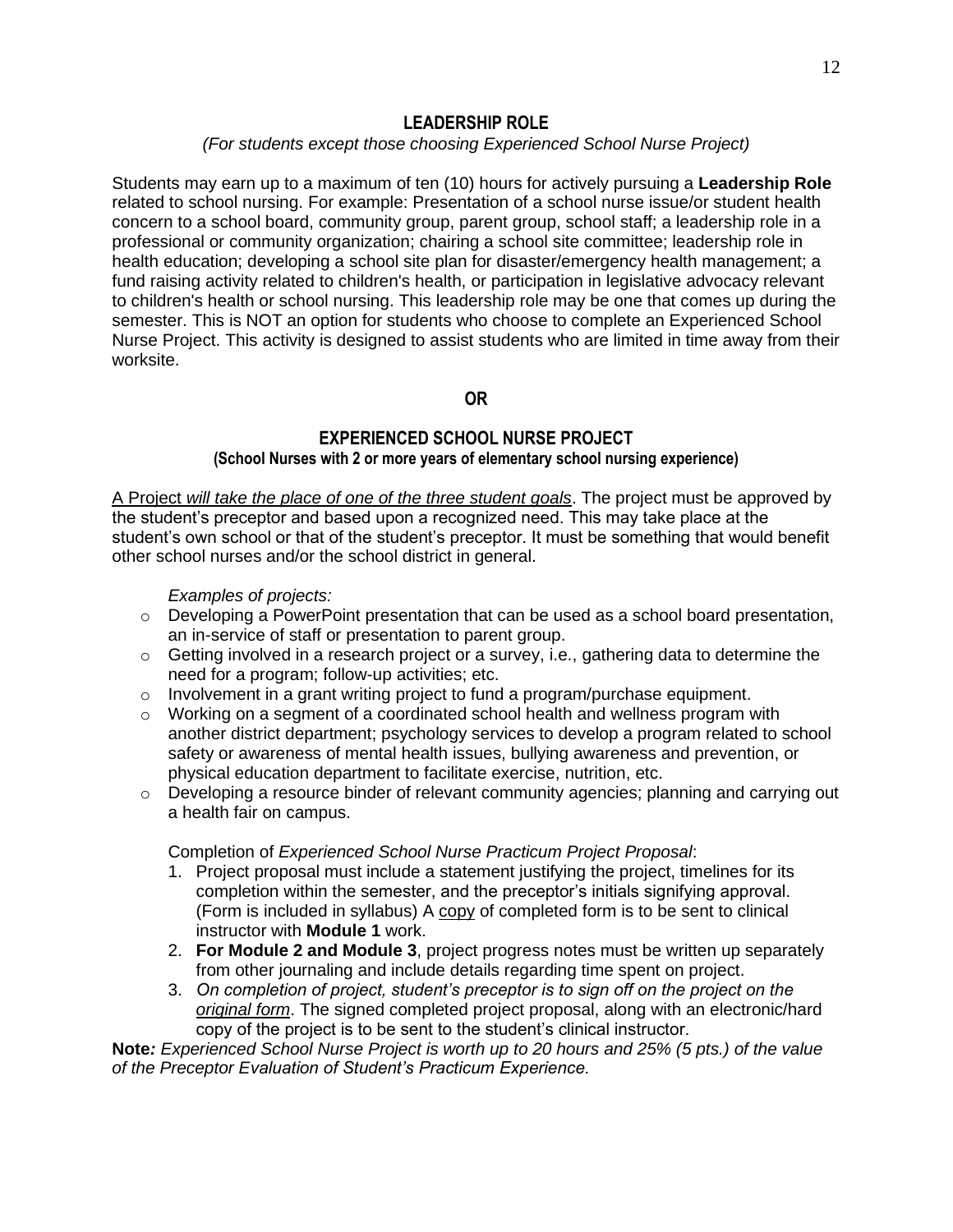## LEADERSHIP ROLE

*(For students except those choosing Experienced School Nurse Project)*

Students may earn up to a maximum of ten (10) hours for actively pursuing a **Leadership Role** related to school nursing. For example: Presentation of a school nurse issue/or student health concern to a school board, community group, parent group, school staff; a leadership role in a professional or community organization; chairing a school site committee; leadership role in health education; developing a school site plan for disaster/emergency health management; a fund raising activity related to children's health, or participation in legislative advocacy relevant to children's health or school nursing. This leadership role may be one that comes up during the semester. This is NOT an option for students who choose to complete an Experienced School Nurse Project. This activity is designed to assist students who are limited in time away from their worksite.

**OR**

## EXPERIENCED SCHOOL NURSE PROJECT

**(School Nurses with 2 or more years of elementary school nursing experience)**

<u>A Project *will take the place of one of the three student goals*</u>. The project must be approved by the student's preceptor and based upon a recognized need. This may take place at the student's own school or that of the student's preceptor. It must be something that would benefit other school nurses and/or the school district in general.

*Examples of projects:*

- Developing a PowerPoint presentation that can be used as a school board presentation, an in-service of staff or presentation to parent group.
- Getting involved in a research project or a survey, i.e., gathering data to determine the need for a program; follow-up activities; etc.
- Involvement in a grant writing project to fund a program/purchase equipment.
- Working on a segment of a coordinated school health and wellness program with another district department; psychology services to develop a program related to school safety or awareness of mental health issues, bullying awareness and prevention, or physical education department to facilitate exercise, nutrition, etc.
- Developing a resource binder of relevant community agencies; planning and carrying out a health fair on campus.

Completion of *Experienced School Nurse Practicum Project Proposal*:

1. Project proposal must include a statement justifying the project, timelines for its completion within the semester, and the preceptor's initials signifying approval. (Form is included in syllabus) A <u>copy</u> of completed form is to be sent to clinical instructor with **Module 1** work.
2. **For Module 2 and Module 3**, project progress notes must be written up separately from other journaling and include details regarding time spent on project.
3. *On completion of project, student's preceptor is to sign off on the project on the <u>original form</u>*. The signed completed project proposal, along with an electronic/hard copy of the project is to be sent to the student's clinical instructor.

**Note***: Experienced School Nurse Project is worth up to 20 hours and 25% (5 pts.) of the value of the Preceptor Evaluation of Student's Practicum Experience.*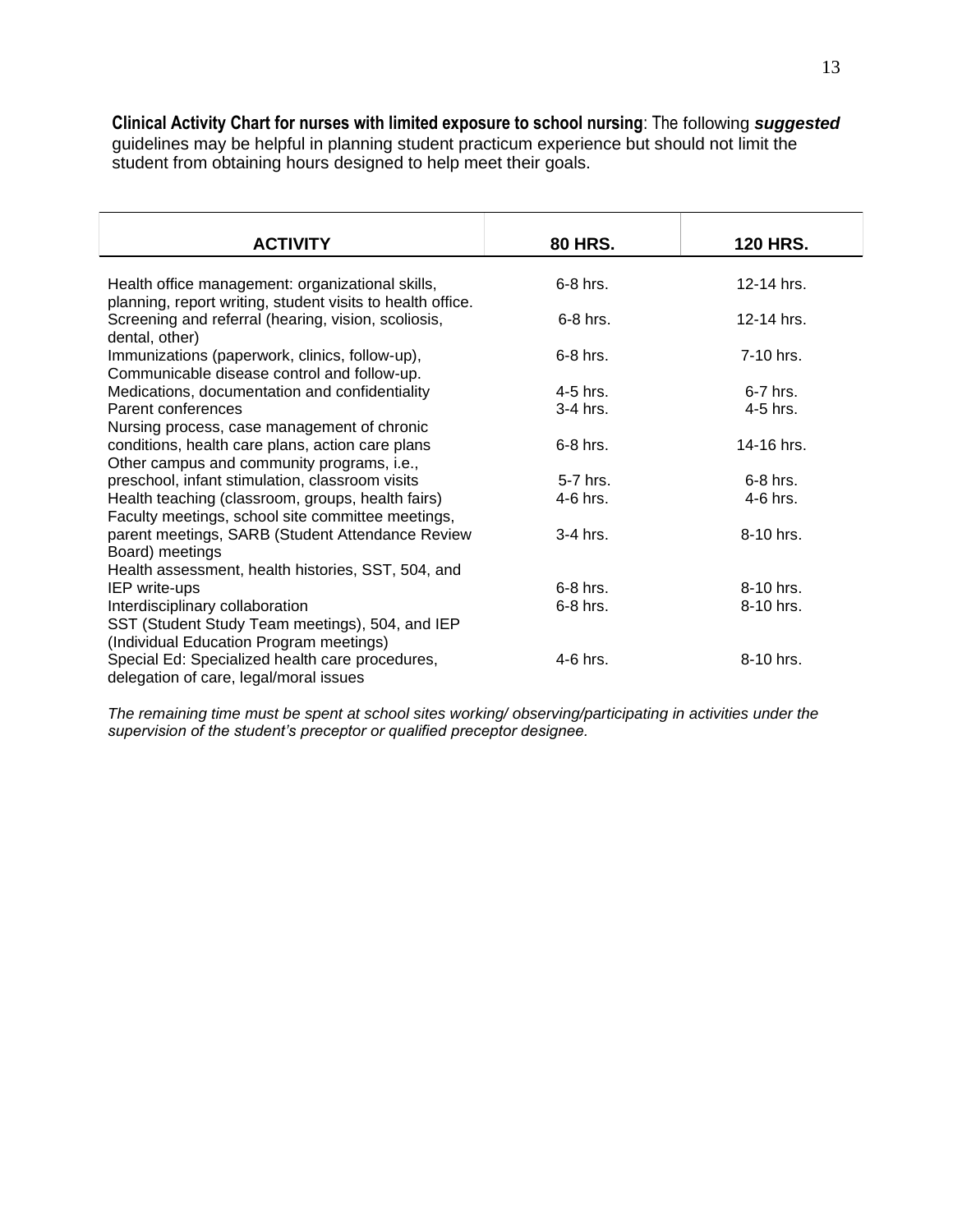**Clinical Activity Chart for nurses with limited exposure to school nursing**: The following ***suggested*** guidelines may be helpful in planning student practicum experience but should not limit the student from obtaining hours designed to help meet their goals.

| ACTIVITY | 80 HRS. | 120 HRS. |
|---|---|---|
| Health office management: organizational skills, planning, report writing, student visits to health office. | 6-8 hrs. | 12-14 hrs. |
| Screening and referral (hearing, vision, scoliosis, dental, other) | 6-8 hrs. | 12-14 hrs. |
| Immunizations (paperwork, clinics, follow-up), Communicable disease control and follow-up. | 6-8 hrs. | 7-10 hrs. |
| Medications, documentation and confidentiality | 4-5 hrs. | 6-7 hrs. |
| Parent conferences | 3-4 hrs. | 4-5 hrs. |
| Nursing process, case management of chronic conditions, health care plans, action care plans | 6-8 hrs. | 14-16 hrs. |
| Other campus and community programs, i.e., preschool, infant stimulation, classroom visits | 5-7 hrs. | 6-8 hrs. |
| Health teaching (classroom, groups, health fairs) | 4-6 hrs. | 4-6 hrs. |
| Faculty meetings, school site committee meetings, parent meetings, SARB (Student Attendance Review Board) meetings | 3-4 hrs. | 8-10 hrs. |
| Health assessment, health histories, SST, 504, and IEP write-ups | 6-8 hrs. | 8-10 hrs. |
| Interdisciplinary collaboration | 6-8 hrs. | 8-10 hrs. |
| SST (Student Study Team meetings), 504, and IEP (Individual Education Program meetings) | | |
| Special Ed: Specialized health care procedures, delegation of care, legal/moral issues | 4-6 hrs. | 8-10 hrs. |

*The remaining time must be spent at school sites working/ observing/participating in activities under the supervision of the student's preceptor or qualified preceptor designee.*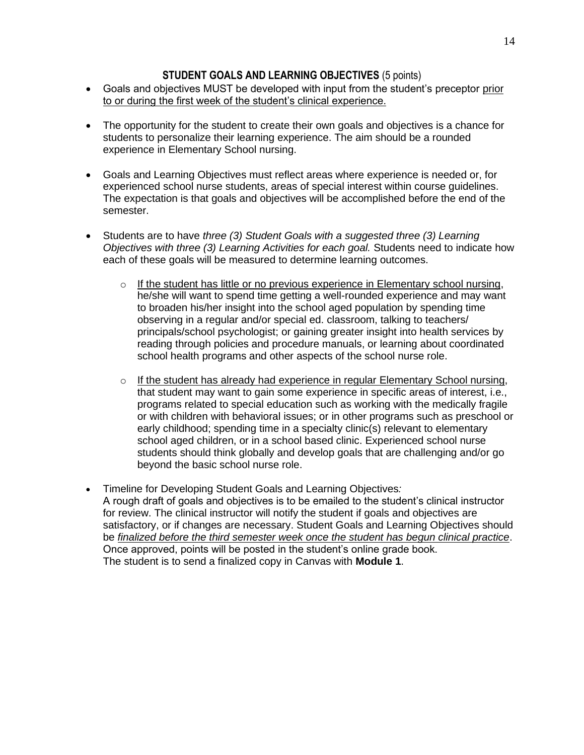## **STUDENT GOALS AND LEARNING OBJECTIVES** (5 points)

- Goals and objectives MUST be developed with input from the student's preceptor <u>prior to or during the first week of the student's clinical experience.</u>

- The opportunity for the student to create their own goals and objectives is a chance for students to personalize their learning experience. The aim should be a rounded experience in Elementary School nursing.

- Goals and Learning Objectives must reflect areas where experience is needed or, for experienced school nurse students, areas of special interest within course guidelines. The expectation is that goals and objectives will be accomplished before the end of the semester.

- Students are to have *three (3) Student Goals with a suggested three (3) Learning Objectives with three (3) Learning Activities for each goal.* Students need to indicate how each of these goals will be measured to determine learning outcomes.

    - <u>If the student has little or no previous experience in Elementary school nursing</u>, he/she will want to spend time getting a well-rounded experience and may want to broaden his/her insight into the school aged population by spending time observing in a regular and/or special ed. classroom, talking to teachers/ principals/school psychologist; or gaining greater insight into health services by reading through policies and procedure manuals, or learning about coordinated school health programs and other aspects of the school nurse role.

    - <u>If the student has already had experience in regular Elementary School nursing</u>, that student may want to gain some experience in specific areas of interest, i.e., programs related to special education such as working with the medically fragile or with children with behavioral issues; or in other programs such as preschool or early childhood; spending time in a specialty clinic(s) relevant to elementary school aged children, or in a school based clinic. Experienced school nurse students should think globally and develop goals that are challenging and/or go beyond the basic school nurse role.

- Timeline for Developing Student Goals and Learning Objectives*:*
  A rough draft of goals and objectives is to be emailed to the student's clinical instructor for review. The clinical instructor will notify the student if goals and objectives are satisfactory, or if changes are necessary. Student Goals and Learning Objectives should be <u>*finalized before the third semester week once the student has begun clinical practice*</u>. Once approved, points will be posted in the student's online grade book.
  The student is to send a finalized copy in Canvas with **Module 1**.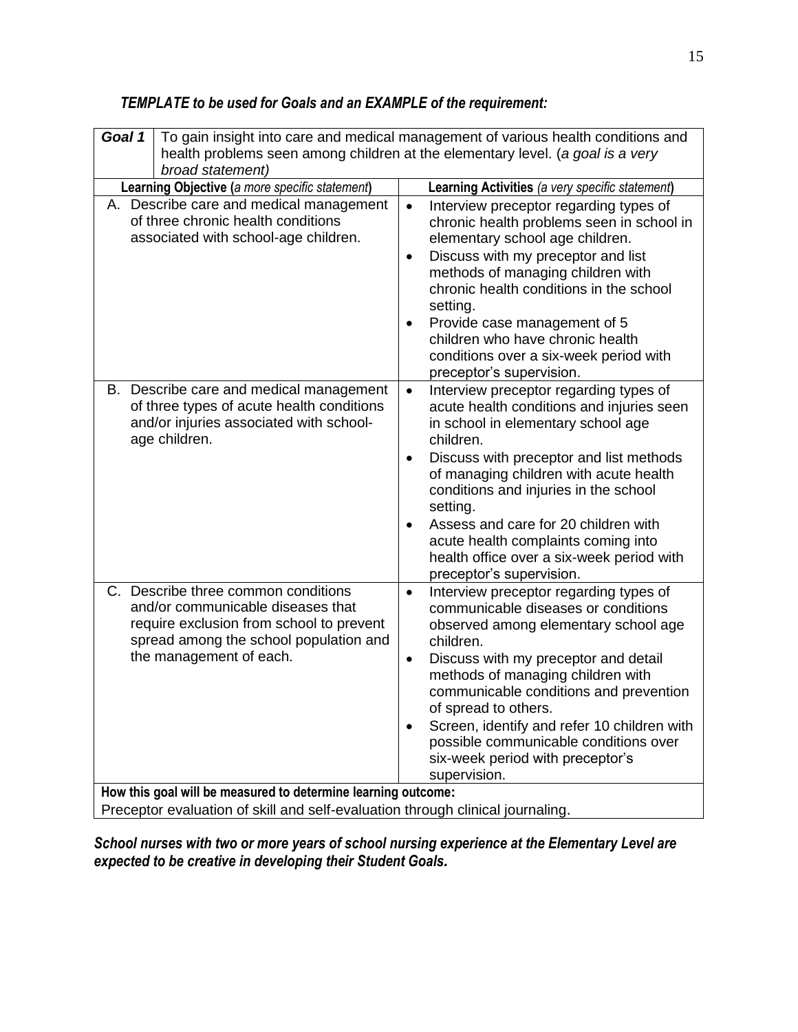***TEMPLATE to be used for Goals and an EXAMPLE of the requirement:***

| ***Goal 1*** | To gain insight into care and medical management of various health conditions and health problems seen among children at the elementary level. (*a goal is a very broad statement)* |
|---|---|
| **Learning Objective (***a more specific statement***)** | **Learning Activities** *(a very specific statement***)** |
| A. Describe care and medical management of three chronic health conditions associated with school-age children. | • Interview preceptor regarding types of chronic health problems seen in school in elementary school age children.<br>• Discuss with my preceptor and list methods of managing children with chronic health conditions in the school setting.<br>• Provide case management of 5 children who have chronic health conditions over a six-week period with preceptor's supervision. |
| B. Describe care and medical management of three types of acute health conditions and/or injuries associated with school-age children. | • Interview preceptor regarding types of acute health conditions and injuries seen in school in elementary school age children.<br>• Discuss with preceptor and list methods of managing children with acute health conditions and injuries in the school setting.<br>• Assess and care for 20 children with acute health complaints coming into health office over a six-week period with preceptor's supervision. |
| C. Describe three common conditions and/or communicable diseases that require exclusion from school to prevent spread among the school population and the management of each. | • Interview preceptor regarding types of communicable diseases or conditions observed among elementary school age children.<br>• Discuss with my preceptor and detail methods of managing children with communicable conditions and prevention of spread to others.<br>• Screen, identify and refer 10 children with possible communicable conditions over six-week period with preceptor's supervision. |
| **How this goal will be measured to determine learning outcome:**<br>Preceptor evaluation of skill and self-evaluation through clinical journaling. | |

***School nurses with two or more years of school nursing experience at the Elementary Level are expected to be creative in developing their Student Goals.***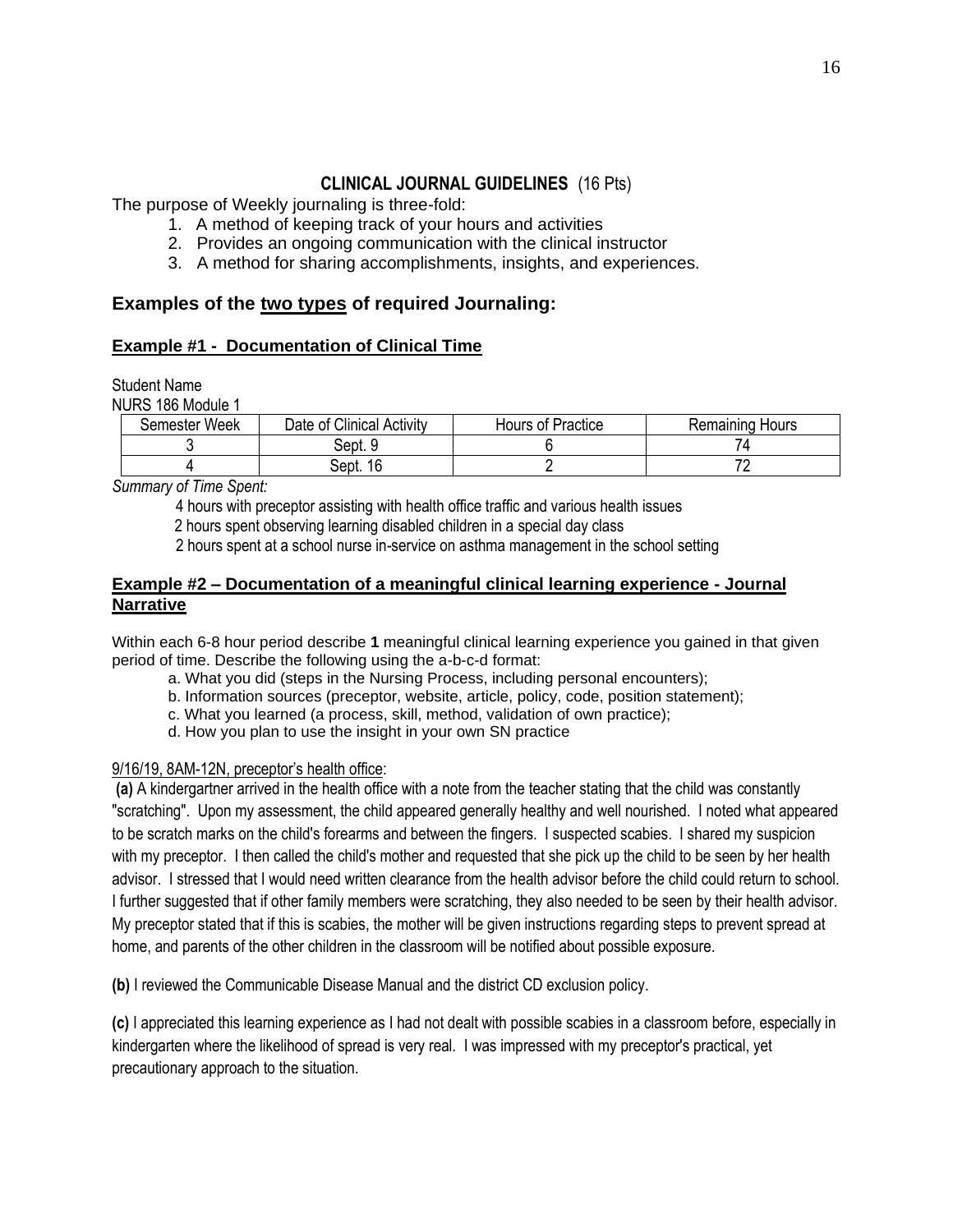## CLINICAL JOURNAL GUIDELINES (16 Pts)

The purpose of Weekly journaling is three-fold:

1. A method of keeping track of your hours and activities
2. Provides an ongoing communication with the clinical instructor
3. A method for sharing accomplishments, insights, and experiences.

### Examples of the <u>two types</u> of required Journaling:

#### <u>Example #1 - Documentation of Clinical Time</u>

Student Name
NURS 186 Module 1

| Semester Week | Date of Clinical Activity | Hours of Practice | Remaining Hours |
|---|---|---|---|
| 3 | Sept. 9 | 6 | 74 |
| 4 | Sept. 16 | 2 | 72 |

*Summary of Time Spent:*

4 hours with preceptor assisting with health office traffic and various health issues
2 hours spent observing learning disabled children in a special day class
2 hours spent at a school nurse in-service on asthma management in the school setting

#### <u>Example #2 – Documentation of a meaningful clinical learning experience - Journal Narrative</u>

Within each 6-8 hour period describe **1** meaningful clinical learning experience you gained in that given period of time. Describe the following using the a-b-c-d format:

a. What you did (steps in the Nursing Process, including personal encounters);
b. Information sources (preceptor, website, article, policy, code, position statement);
c. What you learned (a process, skill, method, validation of own practice);
d. How you plan to use the insight in your own SN practice

<u>9/16/19, 8AM-12N, preceptor's health office</u>:

**(a)** A kindergartner arrived in the health office with a note from the teacher stating that the child was constantly "scratching". Upon my assessment, the child appeared generally healthy and well nourished. I noted what appeared to be scratch marks on the child's forearms and between the fingers. I suspected scabies. I shared my suspicion with my preceptor. I then called the child's mother and requested that she pick up the child to be seen by her health advisor. I stressed that I would need written clearance from the health advisor before the child could return to school. I further suggested that if other family members were scratching, they also needed to be seen by their health advisor. My preceptor stated that if this is scabies, the mother will be given instructions regarding steps to prevent spread at home, and parents of the other children in the classroom will be notified about possible exposure.

**(b)** I reviewed the Communicable Disease Manual and the district CD exclusion policy.

**(c)** I appreciated this learning experience as I had not dealt with possible scabies in a classroom before, especially in kindergarten where the likelihood of spread is very real. I was impressed with my preceptor's practical, yet precautionary approach to the situation.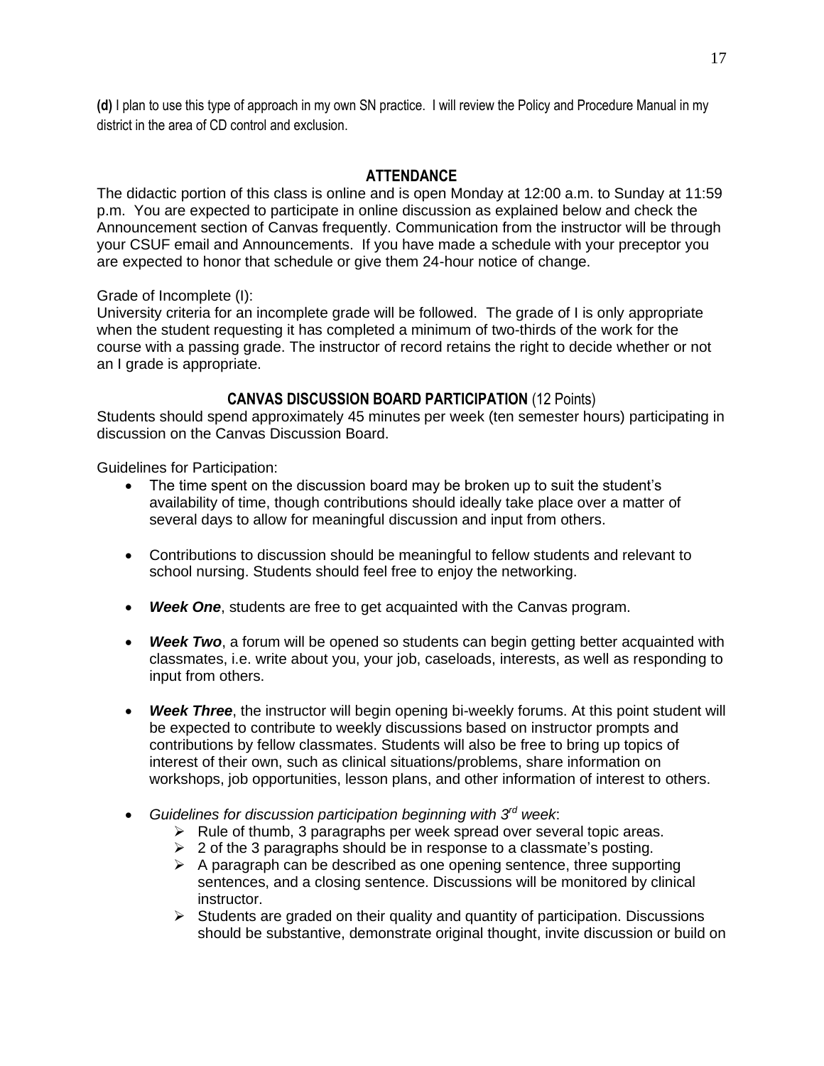**(d)** I plan to use this type of approach in my own SN practice. I will review the Policy and Procedure Manual in my district in the area of CD control and exclusion.

## ATTENDANCE

The didactic portion of this class is online and is open Monday at 12:00 a.m. to Sunday at 11:59 p.m. You are expected to participate in online discussion as explained below and check the Announcement section of Canvas frequently. Communication from the instructor will be through your CSUF email and Announcements. If you have made a schedule with your preceptor you are expected to honor that schedule or give them 24-hour notice of change.

Grade of Incomplete (I):
University criteria for an incomplete grade will be followed. The grade of I is only appropriate when the student requesting it has completed a minimum of two-thirds of the work for the course with a passing grade. The instructor of record retains the right to decide whether or not an I grade is appropriate.

## CANVAS DISCUSSION BOARD PARTICIPATION (12 Points)

Students should spend approximately 45 minutes per week (ten semester hours) participating in discussion on the Canvas Discussion Board.

Guidelines for Participation:

- The time spent on the discussion board may be broken up to suit the student's availability of time, though contributions should ideally take place over a matter of several days to allow for meaningful discussion and input from others.
- Contributions to discussion should be meaningful to fellow students and relevant to school nursing. Students should feel free to enjoy the networking.
- ***Week One***, students are free to get acquainted with the Canvas program.
- ***Week Two***, a forum will be opened so students can begin getting better acquainted with classmates, i.e. write about you, your job, caseloads, interests, as well as responding to input from others.
- ***Week Three***, the instructor will begin opening bi-weekly forums. At this point student will be expected to contribute to weekly discussions based on instructor prompts and contributions by fellow classmates. Students will also be free to bring up topics of interest of their own, such as clinical situations/problems, share information on workshops, job opportunities, lesson plans, and other information of interest to others.
- *Guidelines for discussion participation beginning with 3rd week*:
  - Rule of thumb, 3 paragraphs per week spread over several topic areas.
  - 2 of the 3 paragraphs should be in response to a classmate's posting.
  - A paragraph can be described as one opening sentence, three supporting sentences, and a closing sentence. Discussions will be monitored by clinical instructor.
  - Students are graded on their quality and quantity of participation. Discussions should be substantive, demonstrate original thought, invite discussion or build on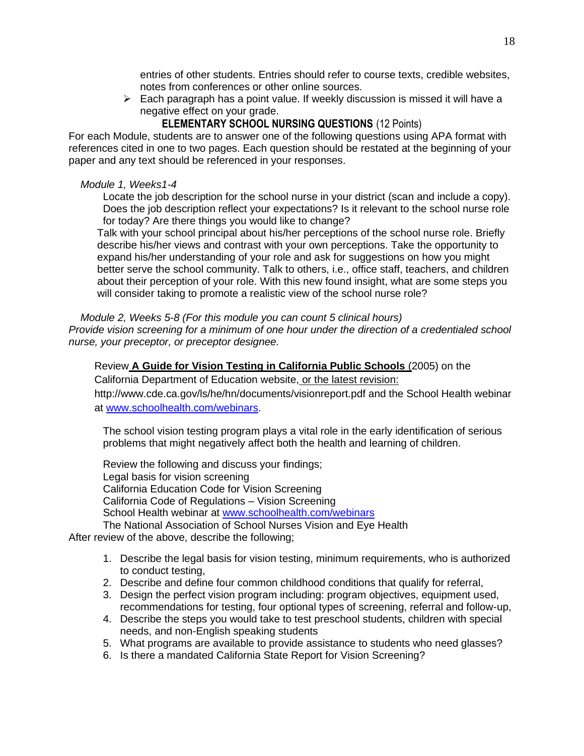entries of other students. Entries should refer to course texts, credible websites, notes from conferences or other online sources.

- Each paragraph has a point value. If weekly discussion is missed it will have a negative effect on your grade.

### ELEMENTARY SCHOOL NURSING QUESTIONS (12 Points)

For each Module, students are to answer one of the following questions using APA format with references cited in one to two pages. Each question should be restated at the beginning of your paper and any text should be referenced in your responses.

*Module 1, Weeks1-4*

Locate the job description for the school nurse in your district (scan and include a copy). Does the job description reflect your expectations? Is it relevant to the school nurse role for today? Are there things you would like to change?

Talk with your school principal about his/her perceptions of the school nurse role. Briefly describe his/her views and contrast with your own perceptions. Take the opportunity to expand his/her understanding of your role and ask for suggestions on how you might better serve the school community. Talk to others, i.e., office staff, teachers, and children about their perception of your role. With this new found insight, what are some steps you will consider taking to promote a realistic view of the school nurse role?

*Module 2, Weeks 5-8 (For this module you can count 5 clinical hours)*

*Provide vision screening for a minimum of one hour under the direction of a credentialed school nurse, your preceptor, or preceptor designee.*

Review **A Guide for Vision Testing in California Public Schools** (2005) on the California Department of Education website, or the latest revision: http://www.cde.ca.gov/ls/he/hn/documents/visionreport.pdf and the School Health webinar at www.schoolhealth.com/webinars.

The school vision testing program plays a vital role in the early identification of serious problems that might negatively affect both the health and learning of children.

Review the following and discuss your findings;
Legal basis for vision screening
California Education Code for Vision Screening
California Code of Regulations – Vision Screening
School Health webinar at www.schoolhealth.com/webinars
The National Association of School Nurses Vision and Eye Health

After review of the above, describe the following;

1. Describe the legal basis for vision testing, minimum requirements, who is authorized to conduct testing,
2. Describe and define four common childhood conditions that qualify for referral,
3. Design the perfect vision program including: program objectives, equipment used, recommendations for testing, four optional types of screening, referral and follow-up,
4. Describe the steps you would take to test preschool students, children with special needs, and non-English speaking students
5. What programs are available to provide assistance to students who need glasses?
6. Is there a mandated California State Report for Vision Screening?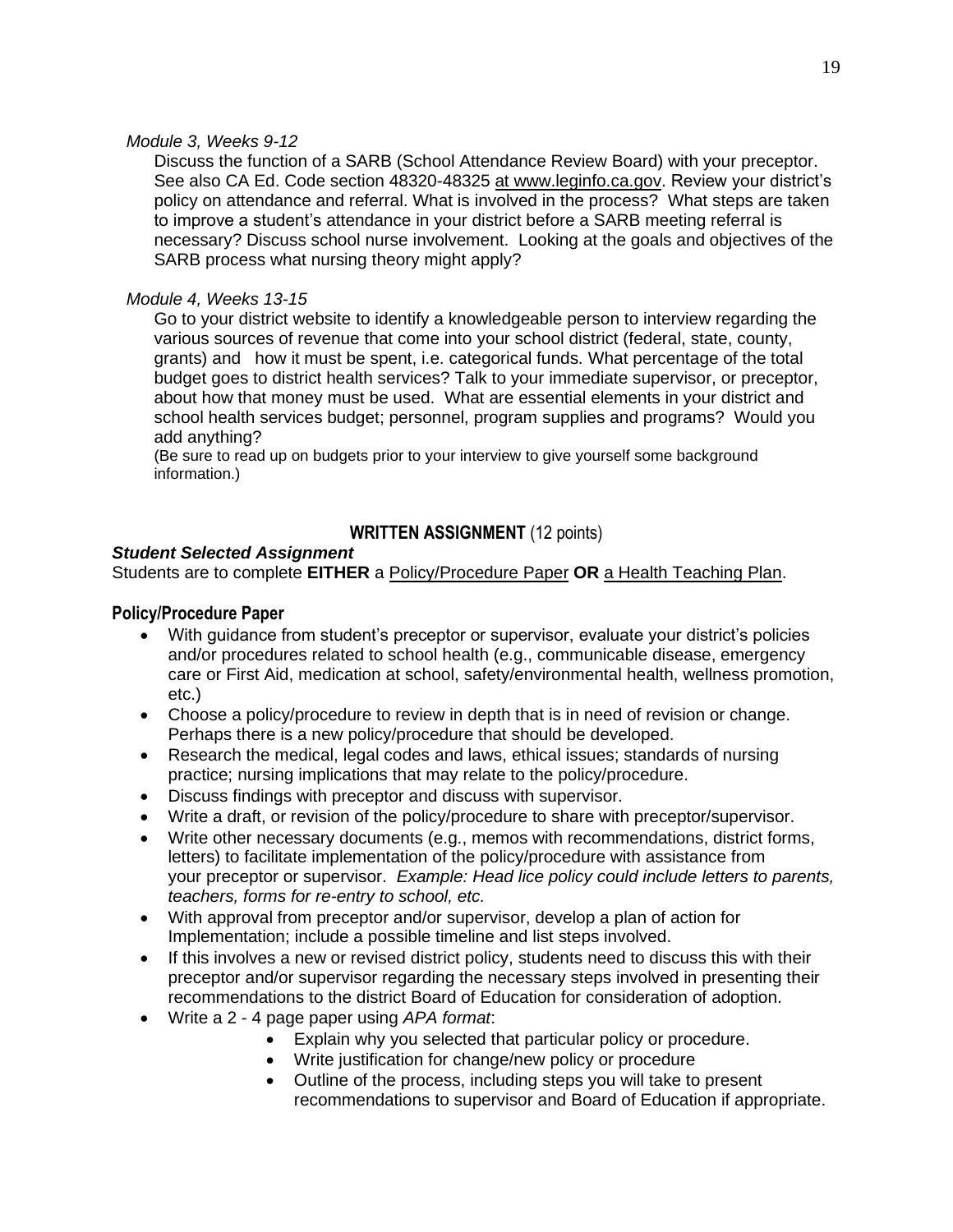*Module 3, Weeks 9-12*

Discuss the function of a SARB (School Attendance Review Board) with your preceptor. See also CA Ed. Code section 48320-48325 at www.leginfo.ca.gov. Review your district's policy on attendance and referral. What is involved in the process? What steps are taken to improve a student's attendance in your district before a SARB meeting referral is necessary? Discuss school nurse involvement. Looking at the goals and objectives of the SARB process what nursing theory might apply?

*Module 4, Weeks 13-15*

Go to your district website to identify a knowledgeable person to interview regarding the various sources of revenue that come into your school district (federal, state, county, grants) and how it must be spent, i.e. categorical funds. What percentage of the total budget goes to district health services? Talk to your immediate supervisor, or preceptor, about how that money must be used. What are essential elements in your district and school health services budget; personnel, program supplies and programs? Would you add anything?

(Be sure to read up on budgets prior to your interview to give yourself some background information.)

## WRITTEN ASSIGNMENT (12 points)

***Student Selected Assignment***

Students are to complete **EITHER** a Policy/Procedure Paper **OR** a Health Teaching Plan.

### Policy/Procedure Paper

- With guidance from student's preceptor or supervisor, evaluate your district's policies and/or procedures related to school health (e.g., communicable disease, emergency care or First Aid, medication at school, safety/environmental health, wellness promotion, etc.)
- Choose a policy/procedure to review in depth that is in need of revision or change. Perhaps there is a new policy/procedure that should be developed.
- Research the medical, legal codes and laws, ethical issues; standards of nursing practice; nursing implications that may relate to the policy/procedure.
- Discuss findings with preceptor and discuss with supervisor.
- Write a draft, or revision of the policy/procedure to share with preceptor/supervisor.
- Write other necessary documents (e.g., memos with recommendations, district forms, letters) to facilitate implementation of the policy/procedure with assistance from your preceptor or supervisor. *Example: Head lice policy could include letters to parents, teachers, forms for re-entry to school, etc.*
- With approval from preceptor and/or supervisor, develop a plan of action for Implementation; include a possible timeline and list steps involved.
- If this involves a new or revised district policy, students need to discuss this with their preceptor and/or supervisor regarding the necessary steps involved in presenting their recommendations to the district Board of Education for consideration of adoption.
- Write a 2 - 4 page paper using *APA format*:
    - Explain why you selected that particular policy or procedure.
    - Write justification for change/new policy or procedure
    - Outline of the process, including steps you will take to present recommendations to supervisor and Board of Education if appropriate.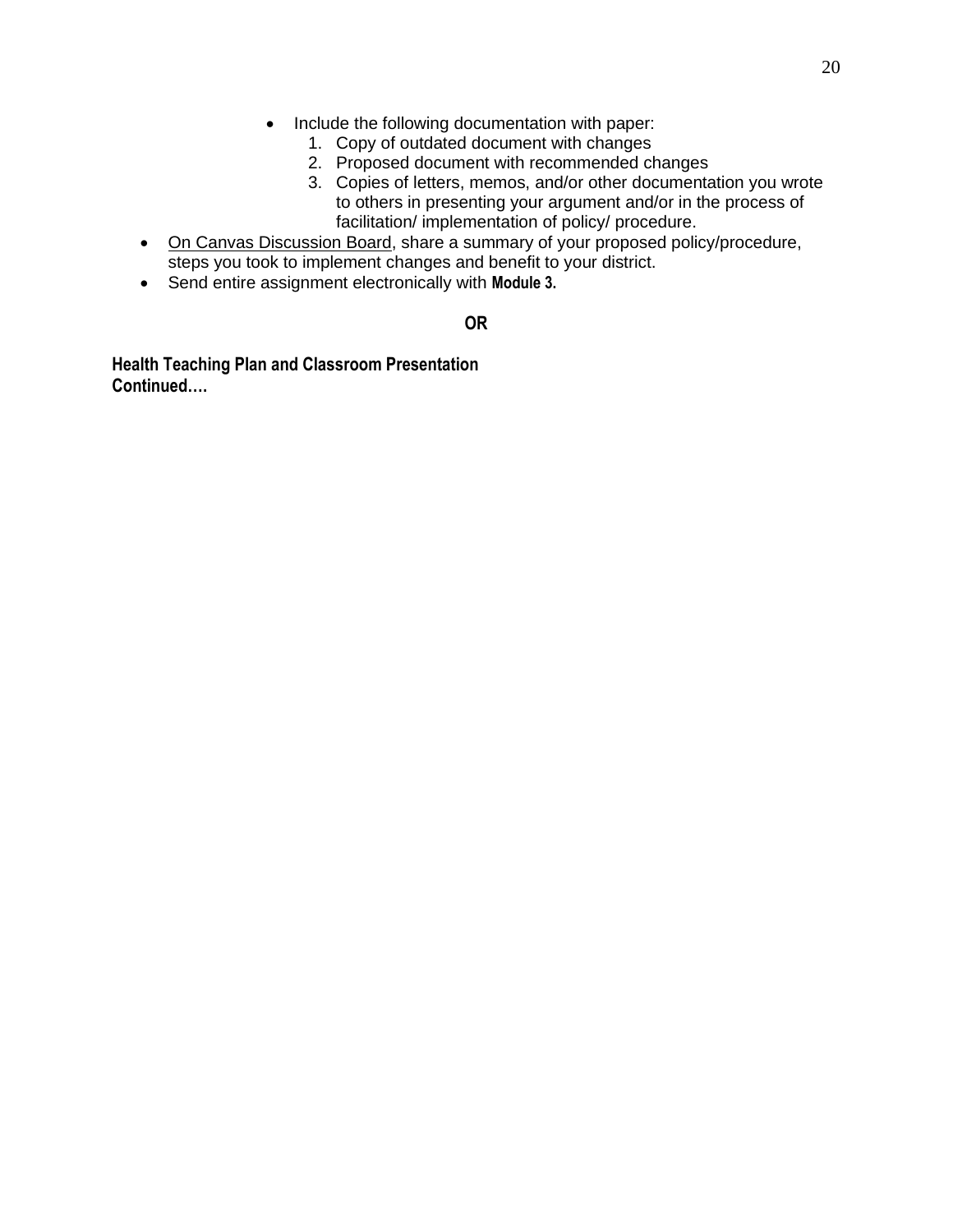- Include the following documentation with paper:
  1. Copy of outdated document with changes
  2. Proposed document with recommended changes
  3. Copies of letters, memos, and/or other documentation you wrote to others in presenting your argument and/or in the process of facilitation/ implementation of policy/ procedure.
- <u>On Canvas Discussion Board</u>, share a summary of your proposed policy/procedure, steps you took to implement changes and benefit to your district.
- Send entire assignment electronically with **Module 3.**

**OR**

**Health Teaching Plan and Classroom Presentation**
**Continued….**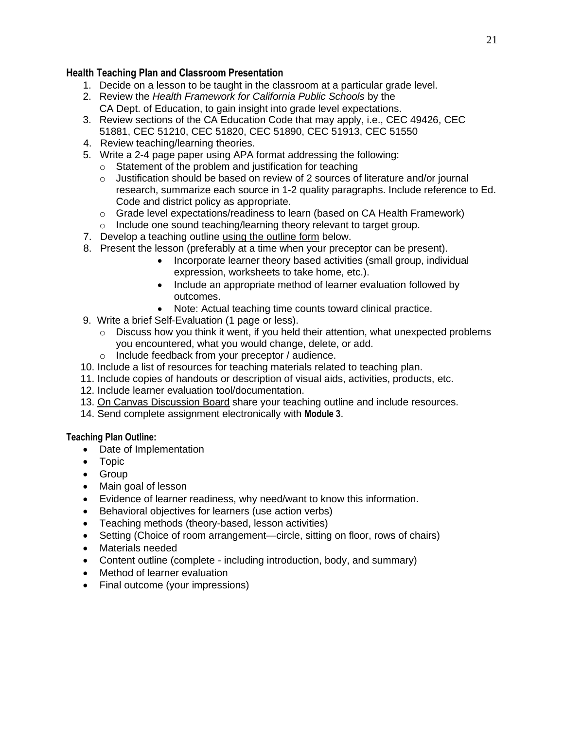## Health Teaching Plan and Classroom Presentation

1. Decide on a lesson to be taught in the classroom at a particular grade level.
2. Review the *Health Framework for California Public Schools* by the CA Dept. of Education, to gain insight into grade level expectations.
3. Review sections of the CA Education Code that may apply, i.e., CEC 49426, CEC 51881, CEC 51210, CEC 51820, CEC 51890, CEC 51913, CEC 51550
4. Review teaching/learning theories.
5. Write a 2-4 page paper using APA format addressing the following:
   - Statement of the problem and justification for teaching
   - Justification should be based on review of 2 sources of literature and/or journal research, summarize each source in 1-2 quality paragraphs. Include reference to Ed. Code and district policy as appropriate.
   - Grade level expectations/readiness to learn (based on CA Health Framework)
   - Include one sound teaching/learning theory relevant to target group.
7. Develop a teaching outline <u>using the outline form</u> below.
8. Present the lesson (preferably at a time when your preceptor can be present).
   - Incorporate learner theory based activities (small group, individual expression, worksheets to take home, etc.).
   - Include an appropriate method of learner evaluation followed by outcomes.
   - Note: Actual teaching time counts toward clinical practice.
9. Write a brief Self-Evaluation (1 page or less).
   - Discuss how you think it went, if you held their attention, what unexpected problems you encountered, what you would change, delete, or add.
   - Include feedback from your preceptor / audience.
10. Include a list of resources for teaching materials related to teaching plan.
11. Include copies of handouts or description of visual aids, activities, products, etc.
12. Include learner evaluation tool/documentation.
13. <u>On Canvas Discussion Board</u> share your teaching outline and include resources.
14. Send complete assignment electronically with **Module 3**.

### Teaching Plan Outline:

- Date of Implementation
- Topic
- Group
- Main goal of lesson
- Evidence of learner readiness, why need/want to know this information.
- Behavioral objectives for learners (use action verbs)
- Teaching methods (theory-based, lesson activities)
- Setting (Choice of room arrangement—circle, sitting on floor, rows of chairs)
- Materials needed
- Content outline (complete - including introduction, body, and summary)
- Method of learner evaluation
- Final outcome (your impressions)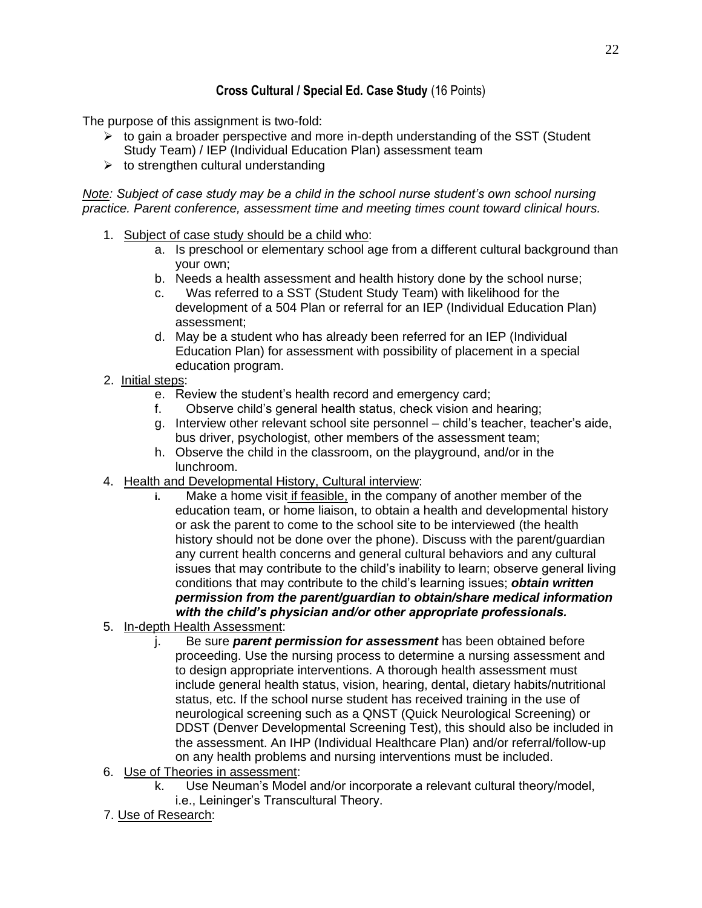## Cross Cultural / Special Ed. Case Study (16 Points)

The purpose of this assignment is two-fold:

- to gain a broader perspective and more in-depth understanding of the SST (Student Study Team) / IEP (Individual Education Plan) assessment team
- to strengthen cultural understanding

*Note: Subject of case study may be a child in the school nurse student's own school nursing practice. Parent conference, assessment time and meeting times count toward clinical hours.*

1. Subject of case study should be a child who:
   a. Is preschool or elementary school age from a different cultural background than your own;
   b. Needs a health assessment and health history done by the school nurse;
   c. Was referred to a SST (Student Study Team) with likelihood for the development of a 504 Plan or referral for an IEP (Individual Education Plan) assessment;
   d. May be a student who has already been referred for an IEP (Individual Education Plan) for assessment with possibility of placement in a special education program.
2. Initial steps:
   e. Review the student's health record and emergency card;
   f. Observe child's general health status, check vision and hearing;
   g. Interview other relevant school site personnel – child's teacher, teacher's aide, bus driver, psychologist, other members of the assessment team;
   h. Observe the child in the classroom, on the playground, and/or in the lunchroom.
4. Health and Developmental History, Cultural interview:
   i. Make a home visit if feasible, in the company of another member of the education team, or home liaison, to obtain a health and developmental history or ask the parent to come to the school site to be interviewed (the health history should not be done over the phone). Discuss with the parent/guardian any current health concerns and general cultural behaviors and any cultural issues that may contribute to the child's inability to learn; observe general living conditions that may contribute to the child's learning issues; ***obtain written permission from the parent/guardian to obtain/share medical information with the child's physician and/or other appropriate professionals.***
5. In-depth Health Assessment:
   j. Be sure ***parent permission for assessment*** has been obtained before proceeding. Use the nursing process to determine a nursing assessment and to design appropriate interventions. A thorough health assessment must include general health status, vision, hearing, dental, dietary habits/nutritional status, etc. If the school nurse student has received training in the use of neurological screening such as a QNST (Quick Neurological Screening) or DDST (Denver Developmental Screening Test), this should also be included in the assessment. An IHP (Individual Healthcare Plan) and/or referral/follow-up on any health problems and nursing interventions must be included.
6. Use of Theories in assessment:
   k. Use Neuman's Model and/or incorporate a relevant cultural theory/model, i.e., Leininger's Transcultural Theory.
7. Use of Research: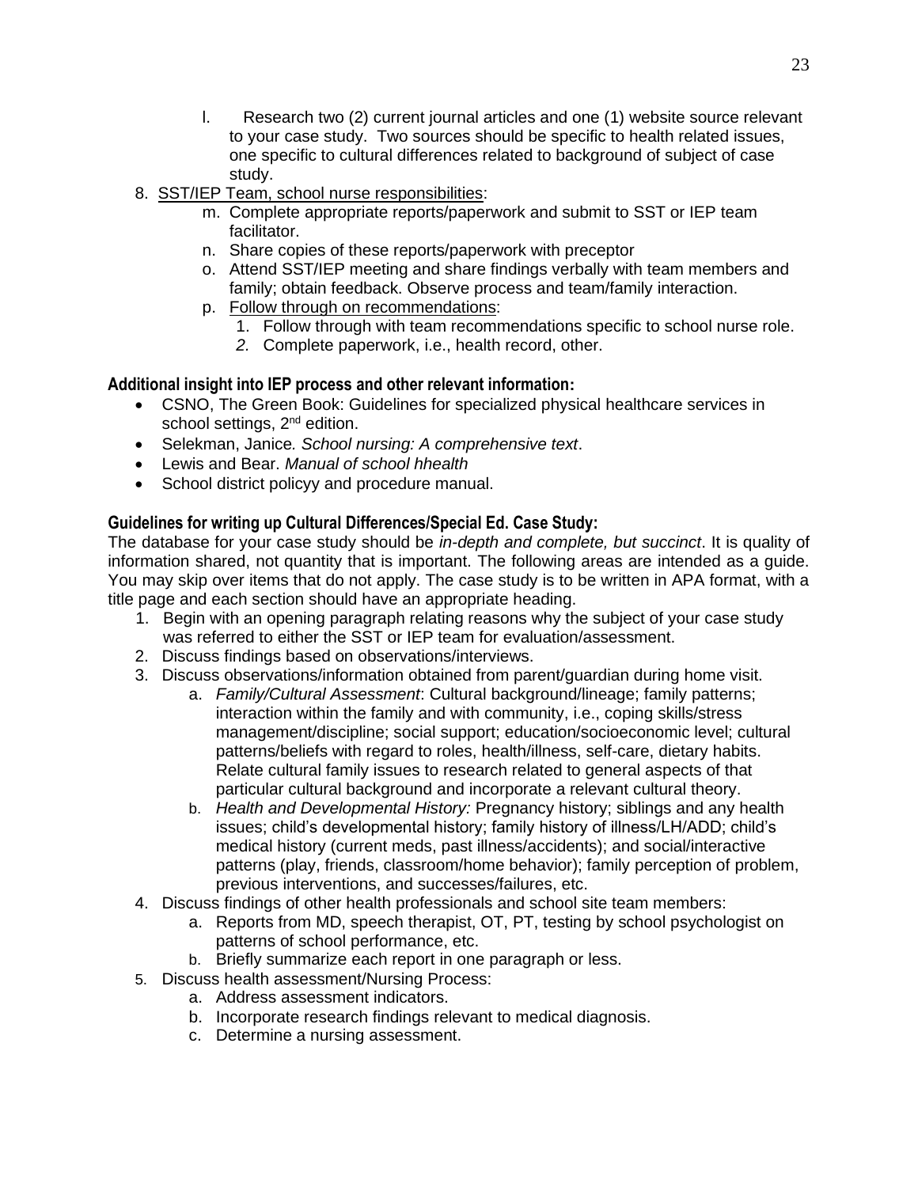l. Research two (2) current journal articles and one (1) website source relevant to your case study. Two sources should be specific to health related issues, one specific to cultural differences related to background of subject of case study.

8. <u>SST/IEP Team, school nurse responsibilities</u>:
   m. Complete appropriate reports/paperwork and submit to SST or IEP team facilitator.
   n. Share copies of these reports/paperwork with preceptor
   o. Attend SST/IEP meeting and share findings verbally with team members and family; obtain feedback. Observe process and team/family interaction.
   p. <u>Follow through on recommendations</u>:
      1. Follow through with team recommendations specific to school nurse role.
      2. Complete paperwork, i.e., health record, other.

### Additional insight into IEP process and other relevant information:

- CSNO, The Green Book: Guidelines for specialized physical healthcare services in school settings, 2nd edition.
- Selekman, Janice. *School nursing: A comprehensive text*.
- Lewis and Bear. *Manual of school hhealth*
- School district policyy and procedure manual.

### Guidelines for writing up Cultural Differences/Special Ed. Case Study:

The database for your case study should be *in-depth and complete, but succinct*. It is quality of information shared, not quantity that is important. The following areas are intended as a guide. You may skip over items that do not apply. The case study is to be written in APA format, with a title page and each section should have an appropriate heading.

1. Begin with an opening paragraph relating reasons why the subject of your case study was referred to either the SST or IEP team for evaluation/assessment.
2. Discuss findings based on observations/interviews.
3. Discuss observations/information obtained from parent/guardian during home visit.
   a. *Family/Cultural Assessment*: Cultural background/lineage; family patterns; interaction within the family and with community, i.e., coping skills/stress management/discipline; social support; education/socioeconomic level; cultural patterns/beliefs with regard to roles, health/illness, self-care, dietary habits. Relate cultural family issues to research related to general aspects of that particular cultural background and incorporate a relevant cultural theory.
   b. *Health and Developmental History:* Pregnancy history; siblings and any health issues; child's developmental history; family history of illness/LH/ADD; child's medical history (current meds, past illness/accidents); and social/interactive patterns (play, friends, classroom/home behavior); family perception of problem, previous interventions, and successes/failures, etc.
4. Discuss findings of other health professionals and school site team members:
   a. Reports from MD, speech therapist, OT, PT, testing by school psychologist on patterns of school performance, etc.
   b. Briefly summarize each report in one paragraph or less.
5. Discuss health assessment/Nursing Process:
   a. Address assessment indicators.
   b. Incorporate research findings relevant to medical diagnosis.
   c. Determine a nursing assessment.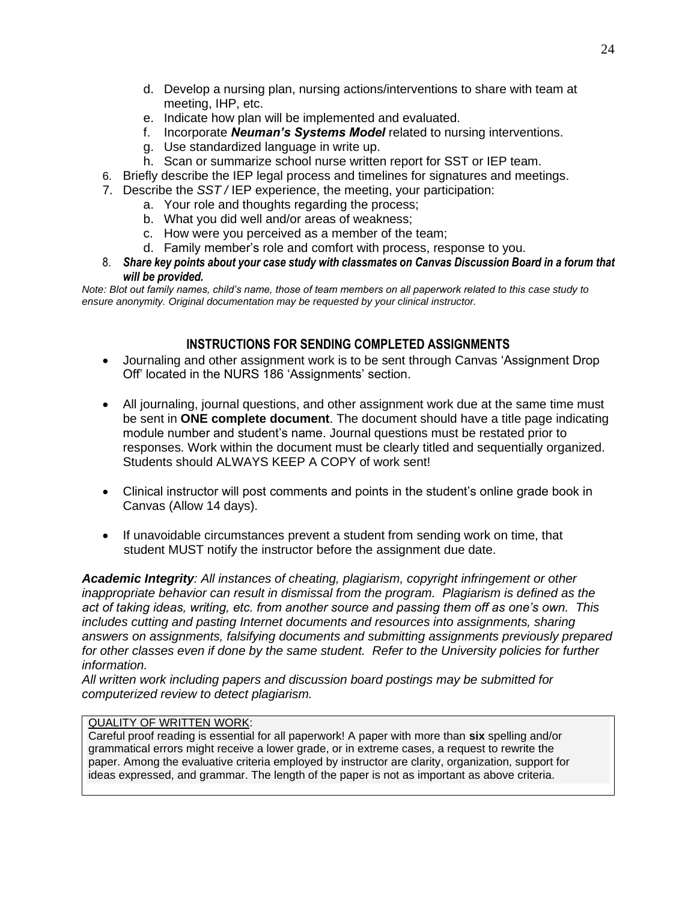d. Develop a nursing plan, nursing actions/interventions to share with team at meeting, IHP, etc.
   e. Indicate how plan will be implemented and evaluated.
   f. Incorporate ***Neuman's Systems Model*** related to nursing interventions.
   g. Use standardized language in write up.
   h. Scan or summarize school nurse written report for SST or IEP team.
6. Briefly describe the IEP legal process and timelines for signatures and meetings.
7. Describe the *SST /* IEP experience, the meeting, your participation:
   a. Your role and thoughts regarding the process;
   b. What you did well and/or areas of weakness;
   c. How were you perceived as a member of the team;
   d. Family member's role and comfort with process, response to you.
8. ***Share key points about your case study with classmates on Canvas Discussion Board in a forum that will be provided.***

*Note: Blot out family names, child's name, those of team members on all paperwork related to this case study to ensure anonymity. Original documentation may be requested by your clinical instructor.*

## INSTRUCTIONS FOR SENDING COMPLETED ASSIGNMENTS

- Journaling and other assignment work is to be sent through Canvas 'Assignment Drop Off' located in the NURS 186 'Assignments' section.
- All journaling, journal questions, and other assignment work due at the same time must be sent in **ONE complete document**. The document should have a title page indicating module number and student's name. Journal questions must be restated prior to responses. Work within the document must be clearly titled and sequentially organized. Students should ALWAYS KEEP A COPY of work sent!
- Clinical instructor will post comments and points in the student's online grade book in Canvas (Allow 14 days).
- If unavoidable circumstances prevent a student from sending work on time, that student MUST notify the instructor before the assignment due date.

***Academic Integrity****: All instances of cheating, plagiarism, copyright infringement or other inappropriate behavior can result in dismissal from the program. Plagiarism is defined as the act of taking ideas, writing, etc. from another source and passing them off as one's own. This includes cutting and pasting Internet documents and resources into assignments, sharing answers on assignments, falsifying documents and submitting assignments previously prepared for other classes even if done by the same student. Refer to the University policies for further information.*

*All written work including papers and discussion board postings may be submitted for computerized review to detect plagiarism.*

QUALITY OF WRITTEN WORK:
Careful proof reading is essential for all paperwork! A paper with more than **six** spelling and/or grammatical errors might receive a lower grade, or in extreme cases, a request to rewrite the paper. Among the evaluative criteria employed by instructor are clarity, organization, support for ideas expressed, and grammar. The length of the paper is not as important as above criteria.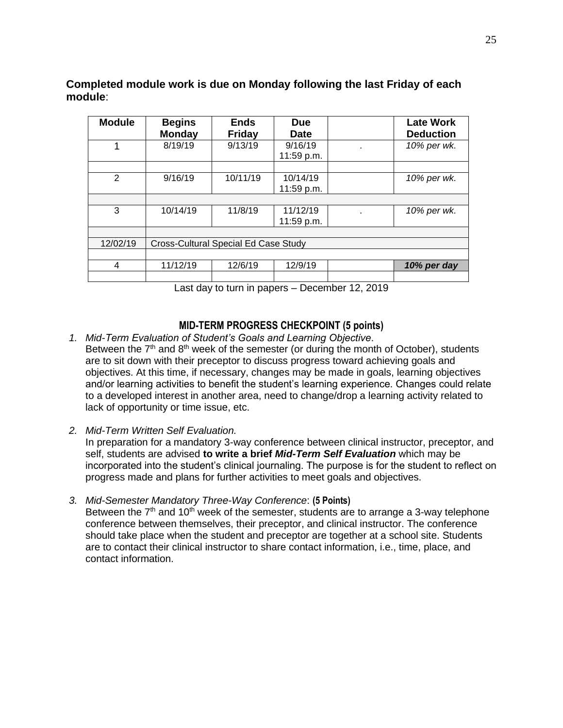**Completed module work is due on Monday following the last Friday of each module**:

| Module | Begins Monday | Ends Friday | Due Date | | Late Work Deduction |
|---|---|---|---|---|---|
| 1 | 8/19/19 | 9/13/19 | 9/16/19 11:59 p.m. | . | *10% per wk.* |
| | | | | | |
| 2 | 9/16/19 | 10/11/19 | 10/14/19 11:59 p.m. | | *10% per wk.* |
| | | | | | |
| 3 | 10/14/19 | 11/8/19 | 11/12/19 11:59 p.m. | . | *10% per wk.* |
| | | | | | |
| 12/02/19 | Cross-Cultural Special Ed Case Study | | | | |
| | | | | | |
| 4 | 11/12/19 | 12/6/19 | 12/9/19 | | ***10% per day*** |
| | | | | | |

Last day to turn in papers – December 12, 2019

## MID-TERM PROGRESS CHECKPOINT (5 points)

1. *Mid-Term Evaluation of Student's Goals and Learning Objective*.
   Between the 7th and 8th week of the semester (or during the month of October), students are to sit down with their preceptor to discuss progress toward achieving goals and objectives. At this time, if necessary, changes may be made in goals, learning objectives and/or learning activities to benefit the student's learning experience. Changes could relate to a developed interest in another area, need to change/drop a learning activity related to lack of opportunity or time issue, etc.

2. *Mid-Term Written Self Evaluation.*
   In preparation for a mandatory 3-way conference between clinical instructor, preceptor, and self, students are advised **to write a brief *Mid-Term Self Evaluation*** which may be incorporated into the student's clinical journaling. The purpose is for the student to reflect on progress made and plans for further activities to meet goals and objectives.

3. *Mid-Semester Mandatory Three-Way Conference*: **(5 Points)**
   Between the 7th and 10th week of the semester, students are to arrange a 3-way telephone conference between themselves, their preceptor, and clinical instructor. The conference should take place when the student and preceptor are together at a school site. Students are to contact their clinical instructor to share contact information, i.e., time, place, and contact information.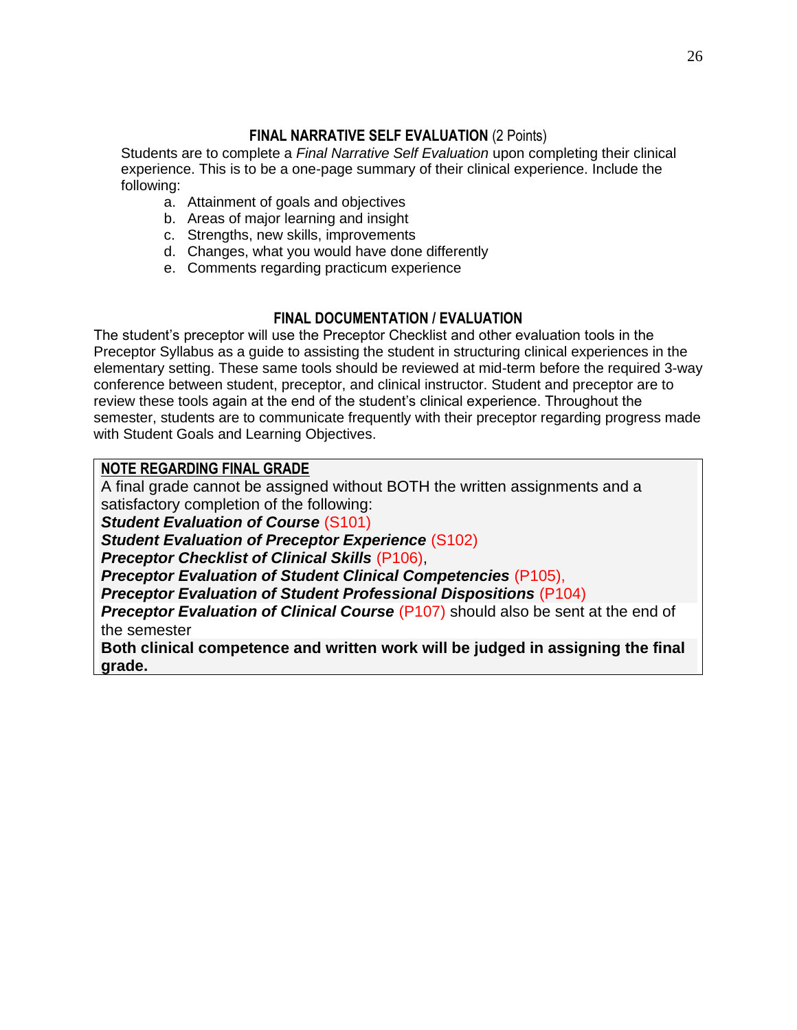## FINAL NARRATIVE SELF EVALUATION (2 Points)

Students are to complete a *Final Narrative Self Evaluation* upon completing their clinical experience. This is to be a one-page summary of their clinical experience. Include the following:

a. Attainment of goals and objectives
b. Areas of major learning and insight
c. Strengths, new skills, improvements
d. Changes, what you would have done differently
e. Comments regarding practicum experience

## FINAL DOCUMENTATION / EVALUATION

The student's preceptor will use the Preceptor Checklist and other evaluation tools in the Preceptor Syllabus as a guide to assisting the student in structuring clinical experiences in the elementary setting. These same tools should be reviewed at mid-term before the required 3-way conference between student, preceptor, and clinical instructor. Student and preceptor are to review these tools again at the end of the student's clinical experience. Throughout the semester, students are to communicate frequently with their preceptor regarding progress made with Student Goals and Learning Objectives.

**NOTE REGARDING FINAL GRADE**

A final grade cannot be assigned without BOTH the written assignments and a satisfactory completion of the following:

***Student Evaluation of Course*** (S101)
***Student Evaluation of Preceptor Experience*** (S102)
***Preceptor Checklist of Clinical Skills*** (P106),
***Preceptor Evaluation of Student Clinical Competencies*** (P105),
***Preceptor Evaluation of Student Professional Dispositions*** (P104)
***Preceptor Evaluation of Clinical Course*** (P107) should also be sent at the end of the semester

**Both clinical competence and written work will be judged in assigning the final grade.**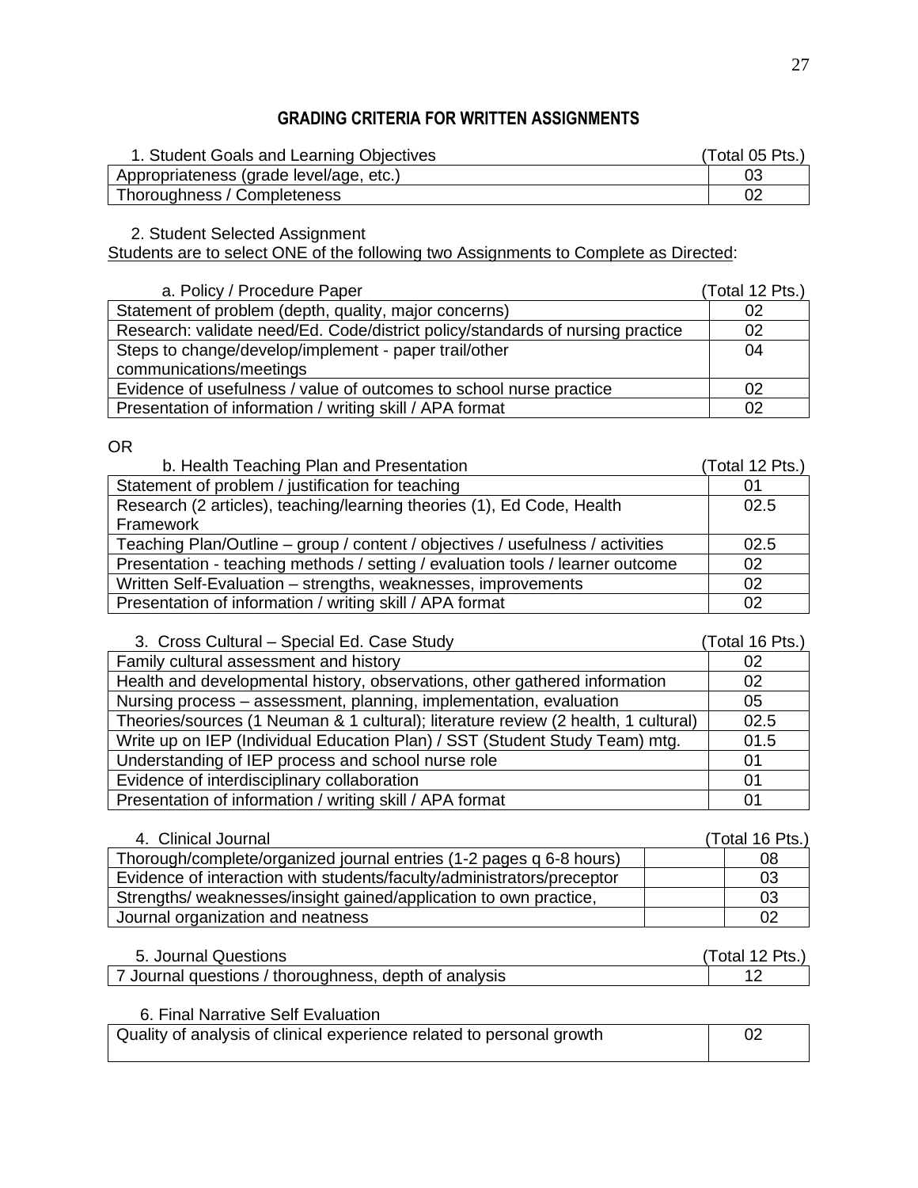## GRADING CRITERIA FOR WRITTEN ASSIGNMENTS

| 1. Student Goals and Learning Objectives | (Total 05 Pts.) |
|---|---|
| Appropriateness (grade level/age, etc.) | 03 |
| Thoroughness / Completeness | 02 |

2. Student Selected Assignment

Students are to select ONE of the following two Assignments to Complete as Directed:

| a. Policy / Procedure Paper | (Total 12 Pts.) |
|---|---|
| Statement of problem (depth, quality, major concerns) | 02 |
| Research: validate need/Ed. Code/district policy/standards of nursing practice | 02 |
| Steps to change/develop/implement - paper trail/other communications/meetings | 04 |
| Evidence of usefulness / value of outcomes to school nurse practice | 02 |
| Presentation of information / writing skill / APA format | 02 |

OR

| b. Health Teaching Plan and Presentation | (Total 12 Pts.) |
|---|---|
| Statement of problem / justification for teaching | 01 |
| Research (2 articles), teaching/learning theories (1), Ed Code, Health Framework | 02.5 |
| Teaching Plan/Outline – group / content / objectives / usefulness / activities | 02.5 |
| Presentation - teaching methods / setting / evaluation tools / learner outcome | 02 |
| Written Self-Evaluation – strengths, weaknesses, improvements | 02 |
| Presentation of information / writing skill / APA format | 02 |

| 3. Cross Cultural – Special Ed. Case Study | (Total 16 Pts.) |
|---|---|
| Family cultural assessment and history | 02 |
| Health and developmental history, observations, other gathered information | 02 |
| Nursing process – assessment, planning, implementation, evaluation | 05 |
| Theories/sources (1 Neuman & 1 cultural); literature review (2 health, 1 cultural) | 02.5 |
| Write up on IEP (Individual Education Plan) / SST (Student Study Team) mtg. | 01.5 |
| Understanding of IEP process and school nurse role | 01 |
| Evidence of interdisciplinary collaboration | 01 |
| Presentation of information / writing skill / APA format | 01 |

| 4. Clinical Journal | | (Total 16 Pts.) |
|---|---|---|
| Thorough/complete/organized journal entries (1-2 pages q 6-8 hours) | | 08 |
| Evidence of interaction with students/faculty/administrators/preceptor | | 03 |
| Strengths/ weaknesses/insight gained/application to own practice, | | 03 |
| Journal organization and neatness | | 02 |

| 5. Journal Questions | (Total 12 Pts.) |
|---|---|
| 7 Journal questions / thoroughness, depth of analysis | 12 |

| 6. Final Narrative Self Evaluation | |
|---|---|
| Quality of analysis of clinical experience related to personal growth | 02 |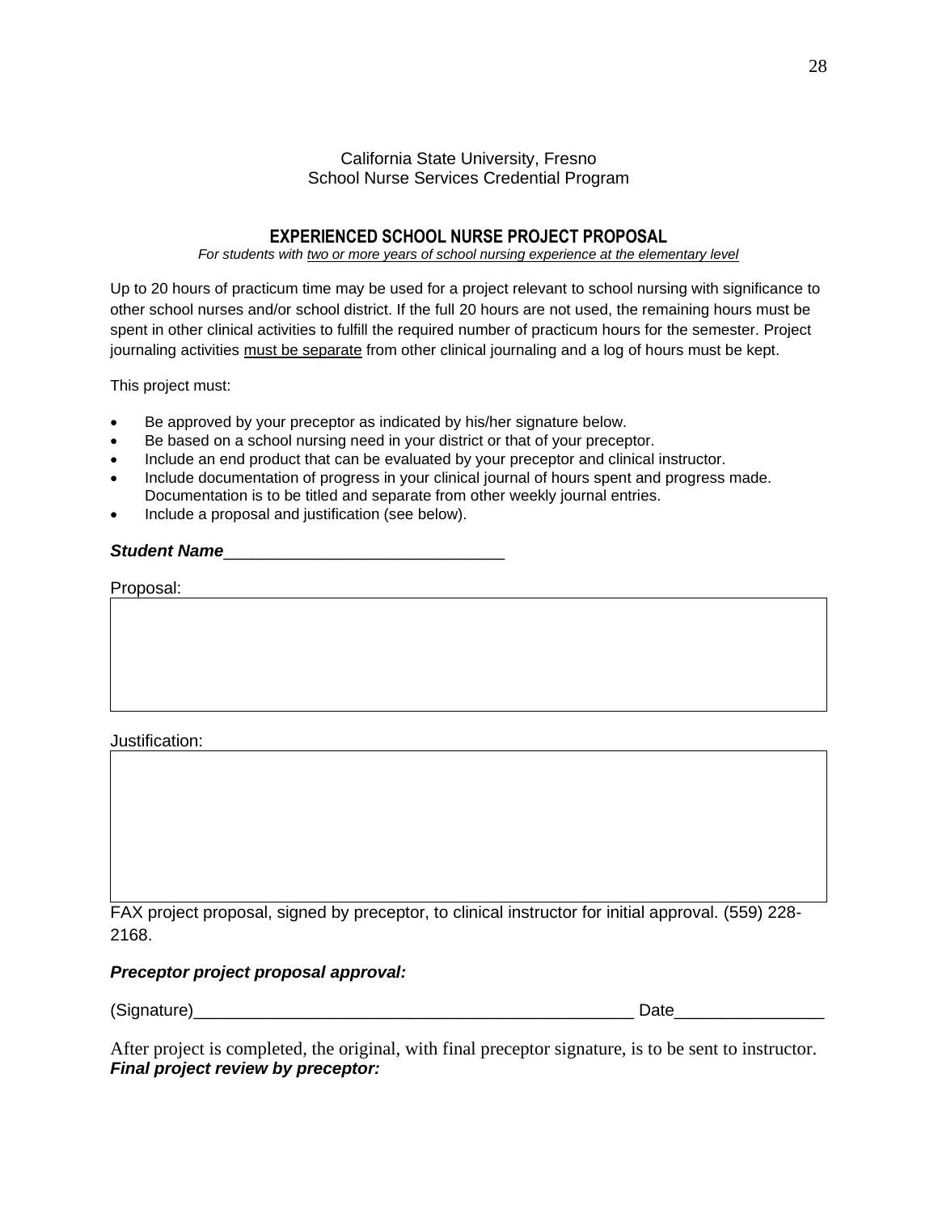California State University, Fresno
School Nurse Services Credential Program

## EXPERIENCED SCHOOL NURSE PROJECT PROPOSAL

*For students with two or more years of school nursing experience at the elementary level*

Up to 20 hours of practicum time may be used for a project relevant to school nursing with significance to other school nurses and/or school district. If the full 20 hours are not used, the remaining hours must be spent in other clinical activities to fulfill the required number of practicum hours for the semester. Project journaling activities must be separate from other clinical journaling and a log of hours must be kept.

This project must:

- Be approved by your preceptor as indicated by his/her signature below.
- Be based on a school nursing need in your district or that of your preceptor.
- Include an end product that can be evaluated by your preceptor and clinical instructor.
- Include documentation of progress in your clinical journal of hours spent and progress made. Documentation is to be titled and separate from other weekly journal entries.
- Include a proposal and justification (see below).

***Student Name***______________________________

Proposal:

| |
|---|
| |

Justification:

| |
|---|
| |

FAX project proposal, signed by preceptor, to clinical instructor for initial approval. (559) 228-2168.

***Preceptor project proposal approval:***

(Signature)_________________________________________________ Date________________

After project is completed, the original, with final preceptor signature, is to be sent to instructor.
***Final project review by preceptor:***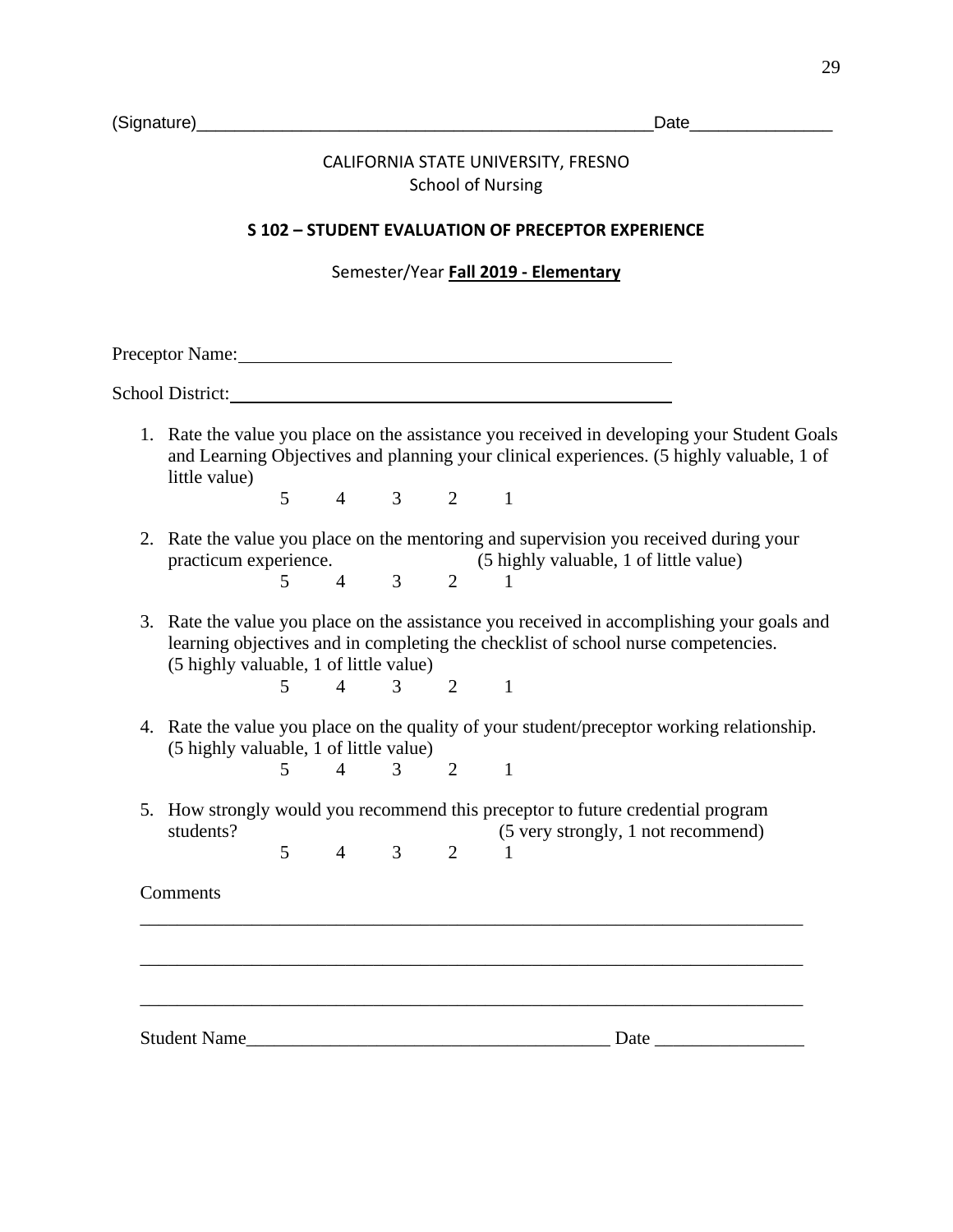(Signature)_______________________________________________Date______________

CALIFORNIA STATE UNIVERSITY, FRESNO
School of Nursing

**S 102 – STUDENT EVALUATION OF PRECEPTOR EXPERIENCE**

Semester/Year **Fall 2019 - Elementary**

Preceptor Name: ____________________________________________

School District: ____________________________________________

1. Rate the value you place on the assistance you received in developing your Student Goals and Learning Objectives and planning your clinical experiences. (5 highly valuable, 1 of little value)

   5 4 3 2 1

2. Rate the value you place on the mentoring and supervision you received during your practicum experience. (5 highly valuable, 1 of little value)

   5 4 3 2 1

3. Rate the value you place on the assistance you received in accomplishing your goals and learning objectives and in completing the checklist of school nurse competencies. (5 highly valuable, 1 of little value)

   5 4 3 2 1

4. Rate the value you place on the quality of your student/preceptor working relationship. (5 highly valuable, 1 of little value)

   5 4 3 2 1

5. How strongly would you recommend this preceptor to future credential program students? (5 very strongly, 1 not recommend)

   5 4 3 2 1

Comments

_______________________________________________________________________

_______________________________________________________________________

_______________________________________________________________________

Student Name_______________________________________ Date ________________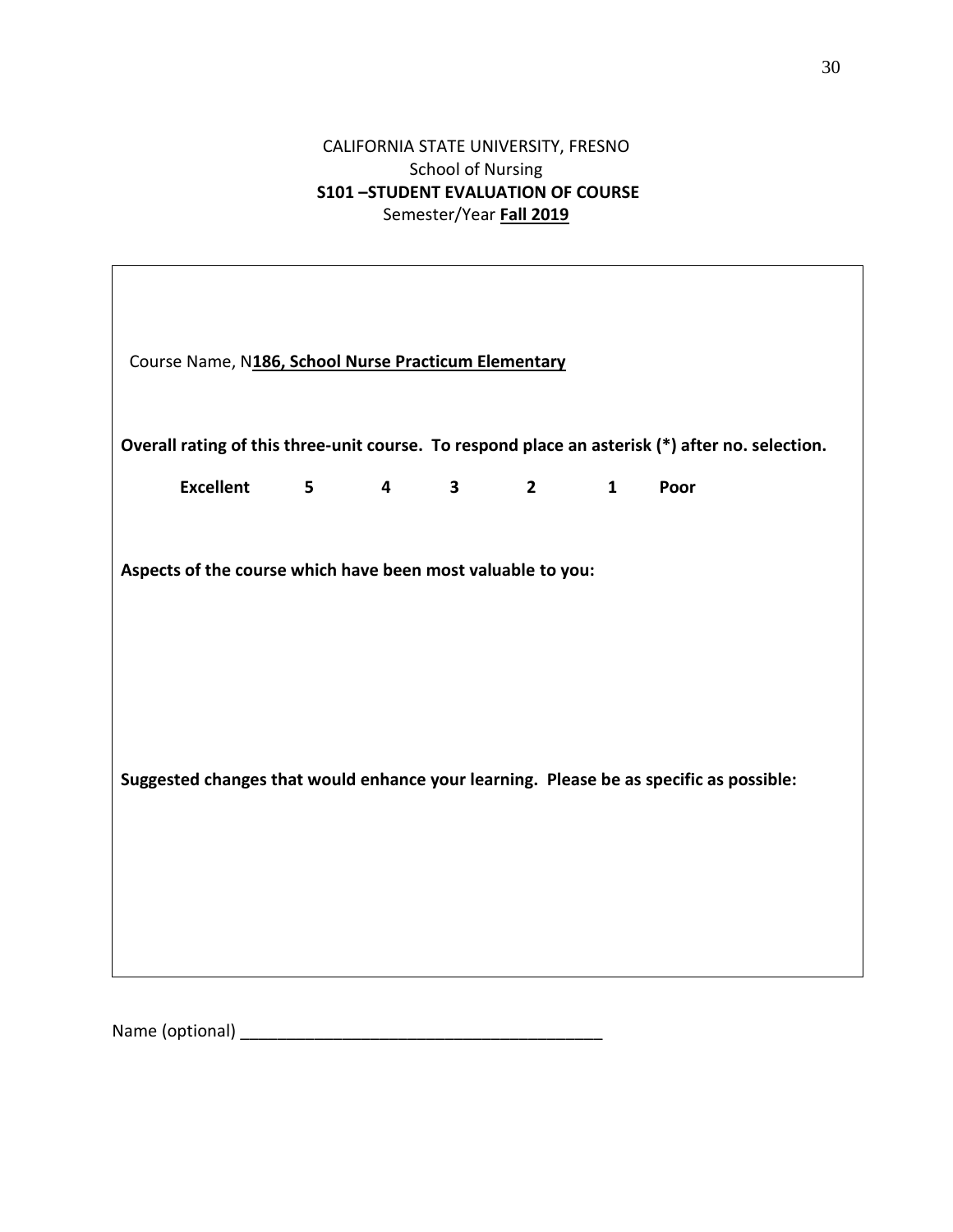CALIFORNIA STATE UNIVERSITY, FRESNO

School of Nursing

**S101 –STUDENT EVALUATION OF COURSE**

Semester/Year **Fall 2019**

Course Name, N**186, School Nurse Practicum Elementary**

**Overall rating of this three-unit course. To respond place an asterisk (*) after no. selection.**

**Excellent 5 4 3 2 1 Poor**

**Aspects of the course which have been most valuable to you:**

**Suggested changes that would enhance your learning. Please be as specific as possible:**

Name (optional) ________________________________________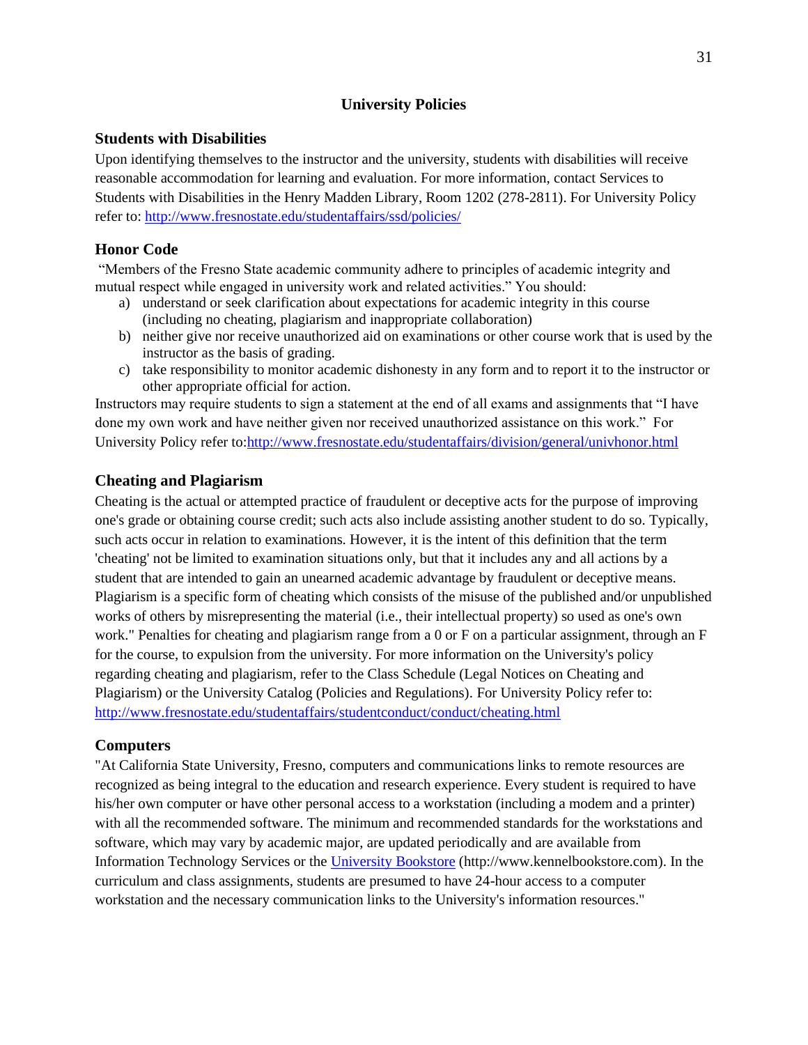# University Policies

## Students with Disabilities

Upon identifying themselves to the instructor and the university, students with disabilities will receive reasonable accommodation for learning and evaluation. For more information, contact Services to Students with Disabilities in the Henry Madden Library, Room 1202 (278-2811). For University Policy refer to: http://www.fresnostate.edu/studentaffairs/ssd/policies/

## Honor Code

"Members of the Fresno State academic community adhere to principles of academic integrity and mutual respect while engaged in university work and related activities." You should:

a) understand or seek clarification about expectations for academic integrity in this course (including no cheating, plagiarism and inappropriate collaboration)
b) neither give nor receive unauthorized aid on examinations or other course work that is used by the instructor as the basis of grading.
c) take responsibility to monitor academic dishonesty in any form and to report it to the instructor or other appropriate official for action.

Instructors may require students to sign a statement at the end of all exams and assignments that "I have done my own work and have neither given nor received unauthorized assistance on this work." For University Policy refer to:http://www.fresnostate.edu/studentaffairs/division/general/univhonor.html

## Cheating and Plagiarism

Cheating is the actual or attempted practice of fraudulent or deceptive acts for the purpose of improving one's grade or obtaining course credit; such acts also include assisting another student to do so. Typically, such acts occur in relation to examinations. However, it is the intent of this definition that the term 'cheating' not be limited to examination situations only, but that it includes any and all actions by a student that are intended to gain an unearned academic advantage by fraudulent or deceptive means. Plagiarism is a specific form of cheating which consists of the misuse of the published and/or unpublished works of others by misrepresenting the material (i.e., their intellectual property) so used as one's own work." Penalties for cheating and plagiarism range from a 0 or F on a particular assignment, through an F for the course, to expulsion from the university. For more information on the University's policy regarding cheating and plagiarism, refer to the Class Schedule (Legal Notices on Cheating and Plagiarism) or the University Catalog (Policies and Regulations). For University Policy refer to: http://www.fresnostate.edu/studentaffairs/studentconduct/conduct/cheating.html

## Computers

"At California State University, Fresno, computers and communications links to remote resources are recognized as being integral to the education and research experience. Every student is required to have his/her own computer or have other personal access to a workstation (including a modem and a printer) with all the recommended software. The minimum and recommended standards for the workstations and software, which may vary by academic major, are updated periodically and are available from Information Technology Services or the University Bookstore (http://www.kennelbookstore.com). In the curriculum and class assignments, students are presumed to have 24-hour access to a computer workstation and the necessary communication links to the University's information resources."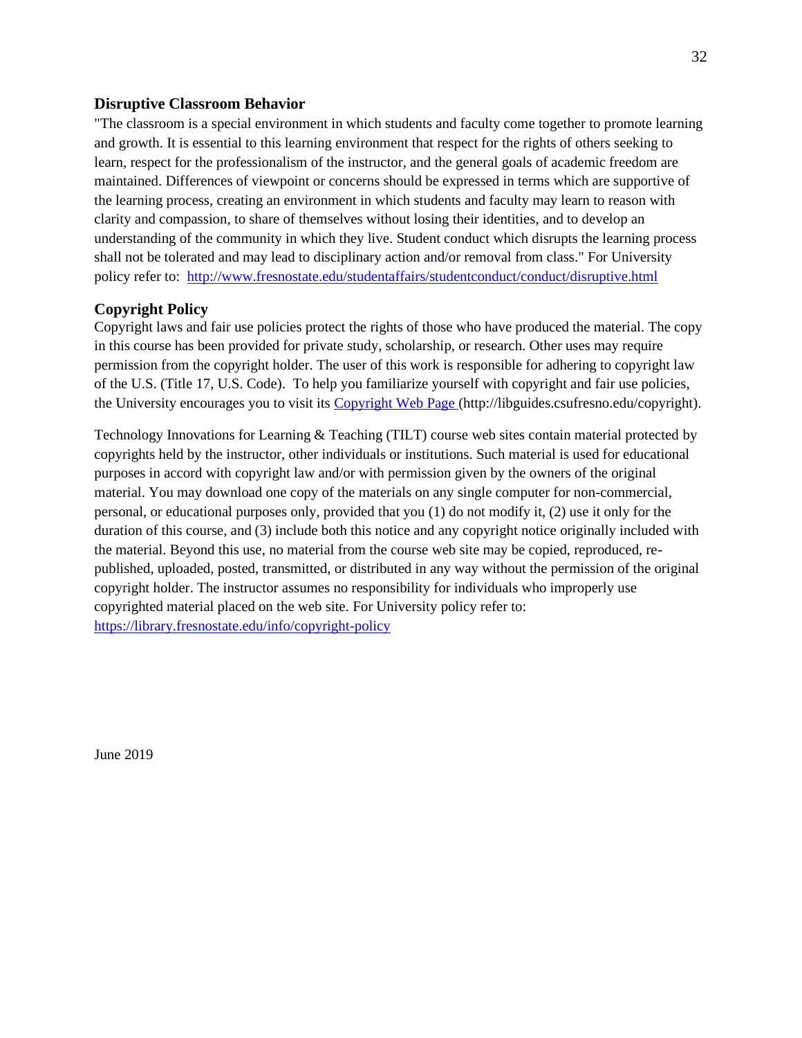## Disruptive Classroom Behavior

"The classroom is a special environment in which students and faculty come together to promote learning and growth. It is essential to this learning environment that respect for the rights of others seeking to learn, respect for the professionalism of the instructor, and the general goals of academic freedom are maintained. Differences of viewpoint or concerns should be expressed in terms which are supportive of the learning process, creating an environment in which students and faculty may learn to reason with clarity and compassion, to share of themselves without losing their identities, and to develop an understanding of the community in which they live. Student conduct which disrupts the learning process shall not be tolerated and may lead to disciplinary action and/or removal from class." For University policy refer to: http://www.fresnostate.edu/studentaffairs/studentconduct/conduct/disruptive.html

## Copyright Policy

Copyright laws and fair use policies protect the rights of those who have produced the material. The copy in this course has been provided for private study, scholarship, or research. Other uses may require permission from the copyright holder. The user of this work is responsible for adhering to copyright law of the U.S. (Title 17, U.S. Code). To help you familiarize yourself with copyright and fair use policies, the University encourages you to visit its Copyright Web Page (http://libguides.csufresno.edu/copyright).

Technology Innovations for Learning & Teaching (TILT) course web sites contain material protected by copyrights held by the instructor, other individuals or institutions. Such material is used for educational purposes in accord with copyright law and/or with permission given by the owners of the original material. You may download one copy of the materials on any single computer for non-commercial, personal, or educational purposes only, provided that you (1) do not modify it, (2) use it only for the duration of this course, and (3) include both this notice and any copyright notice originally included with the material. Beyond this use, no material from the course web site may be copied, reproduced, re-published, uploaded, posted, transmitted, or distributed in any way without the permission of the original copyright holder. The instructor assumes no responsibility for individuals who improperly use copyrighted material placed on the web site. For University policy refer to: https://library.fresnostate.edu/info/copyright-policy

June 2019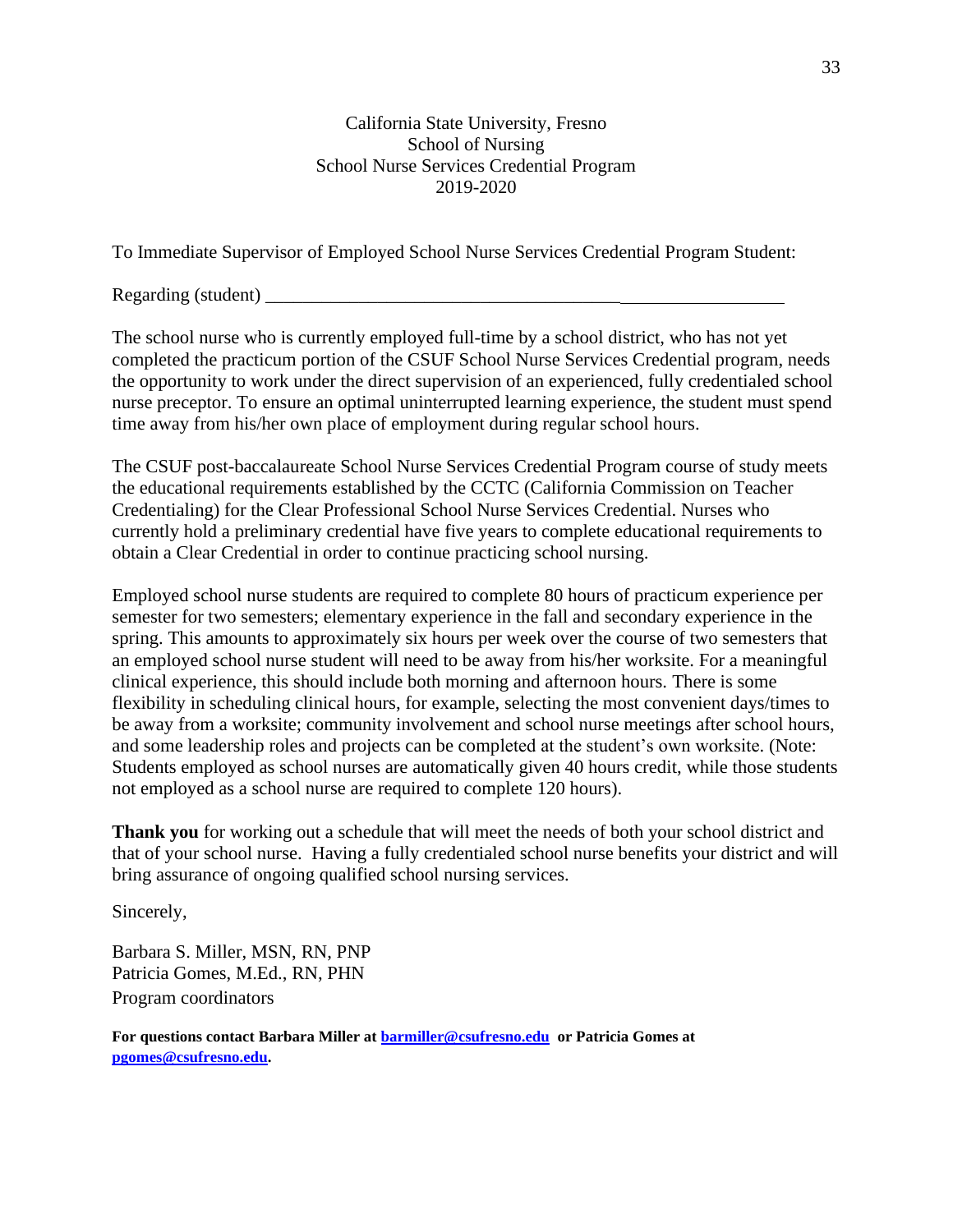California State University, Fresno
School of Nursing
School Nurse Services Credential Program
2019-2020

To Immediate Supervisor of Employed School Nurse Services Credential Program Student:

Regarding (student) ________________________________________________________

The school nurse who is currently employed full-time by a school district, who has not yet completed the practicum portion of the CSUF School Nurse Services Credential program, needs the opportunity to work under the direct supervision of an experienced, fully credentialed school nurse preceptor. To ensure an optimal uninterrupted learning experience, the student must spend time away from his/her own place of employment during regular school hours.

The CSUF post-baccalaureate School Nurse Services Credential Program course of study meets the educational requirements established by the CCTC (California Commission on Teacher Credentialing) for the Clear Professional School Nurse Services Credential. Nurses who currently hold a preliminary credential have five years to complete educational requirements to obtain a Clear Credential in order to continue practicing school nursing.

Employed school nurse students are required to complete 80 hours of practicum experience per semester for two semesters; elementary experience in the fall and secondary experience in the spring. This amounts to approximately six hours per week over the course of two semesters that an employed school nurse student will need to be away from his/her worksite. For a meaningful clinical experience, this should include both morning and afternoon hours. There is some flexibility in scheduling clinical hours, for example, selecting the most convenient days/times to be away from a worksite; community involvement and school nurse meetings after school hours, and some leadership roles and projects can be completed at the student's own worksite. (Note: Students employed as school nurses are automatically given 40 hours credit, while those students not employed as a school nurse are required to complete 120 hours).

**Thank you** for working out a schedule that will meet the needs of both your school district and that of your school nurse. Having a fully credentialed school nurse benefits your district and will bring assurance of ongoing qualified school nursing services.

Sincerely,

Barbara S. Miller, MSN, RN, PNP
Patricia Gomes, M.Ed., RN, PHN
Program coordinators

**For questions contact Barbara Miller at barmiller@csufresno.edu or Patricia Gomes at pgomes@csufresno.edu.**